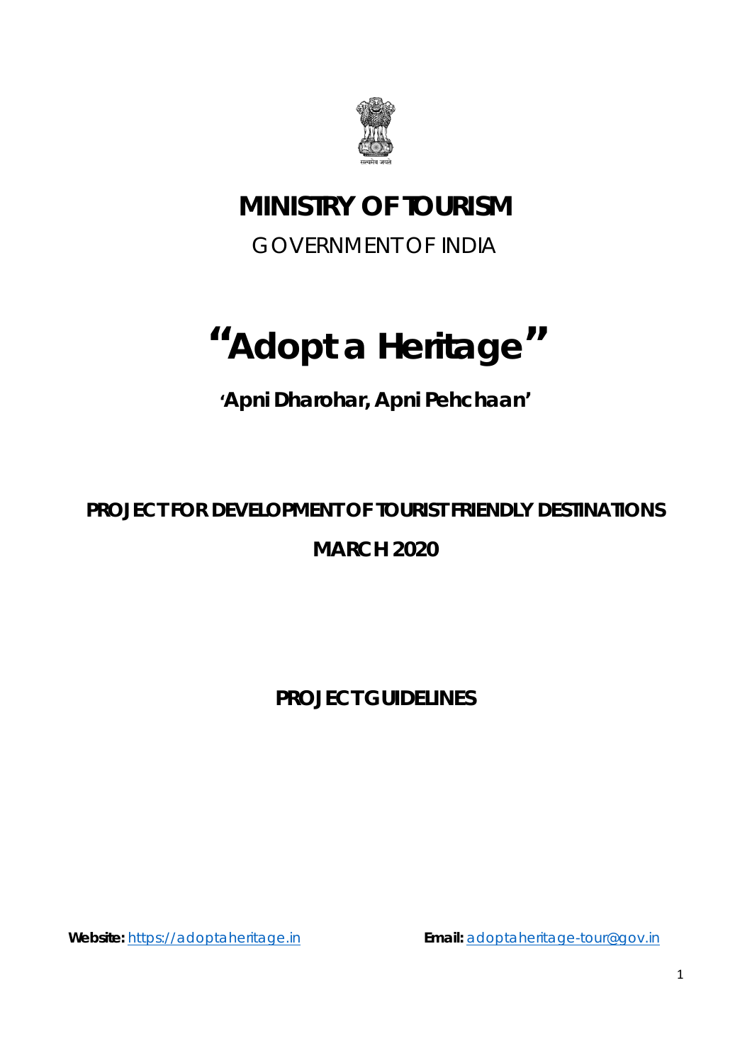सत्यमेव जयते

# MINISTRY OF TOURISM

GOVERNMENT OF INDIA

# "Adopt a Heritage"

**'Apni Dharohar, Apni Pehchaan'**

**PROJECT FOR DEVELOPMENT OF TOURIST FRIENDLY DESTINATIONS**

**MARCH 2020**

## PROJECT GUIDELINES

**Website:** https://adoptaheritage.in **Email:** adoptaheritage-tour@gov.in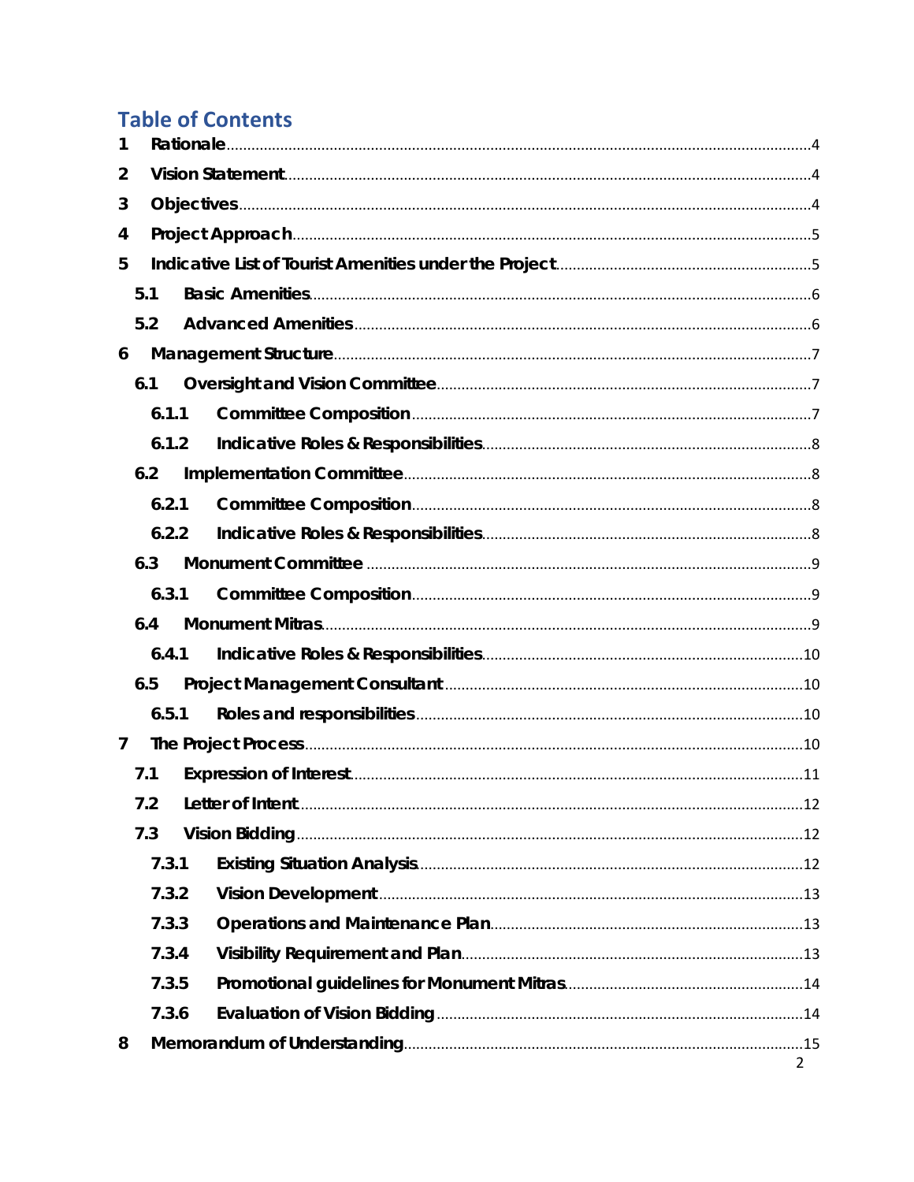# Table of Contents

1 Rationale ..... 4
2 Vision Statement ..... 4
3 Objectives ..... 4
4 Project Approach ..... 5
5 Indicative List of Tourist Amenities under the Project ..... 5
  5.1 Basic Amenities ..... 6
  5.2 Advanced Amenities ..... 6
6 Management Structure ..... 7
  6.1 Oversight and Vision Committee ..... 7
    6.1.1 Committee Composition ..... 7
    6.1.2 Indicative Roles & Responsibilities ..... 8
  6.2 Implementation Committee ..... 8
    6.2.1 Committee Composition ..... 8
    6.2.2 Indicative Roles & Responsibilities ..... 8
  6.3 Monument Committee ..... 9
    6.3.1 Committee Composition ..... 9
  6.4 Monument Mitras ..... 9
    6.4.1 Indicative Roles & Responsibilities ..... 10
  6.5 Project Management Consultant ..... 10
    6.5.1 Roles and responsibilities ..... 10
7 The Project Process ..... 10
  7.1 Expression of Interest ..... 11
  7.2 Letter of Intent ..... 12
  7.3 Vision Bidding ..... 12
    7.3.1 Existing Situation Analysis ..... 12
    7.3.2 Vision Development ..... 13
    7.3.3 Operations and Maintenance Plan ..... 13
    7.3.4 Visibility Requirement and Plan ..... 13
    7.3.5 Promotional guidelines for Monument Mitras ..... 14
    7.3.6 Evaluation of Vision Bidding ..... 14
8 Memorandum of Understanding ..... 15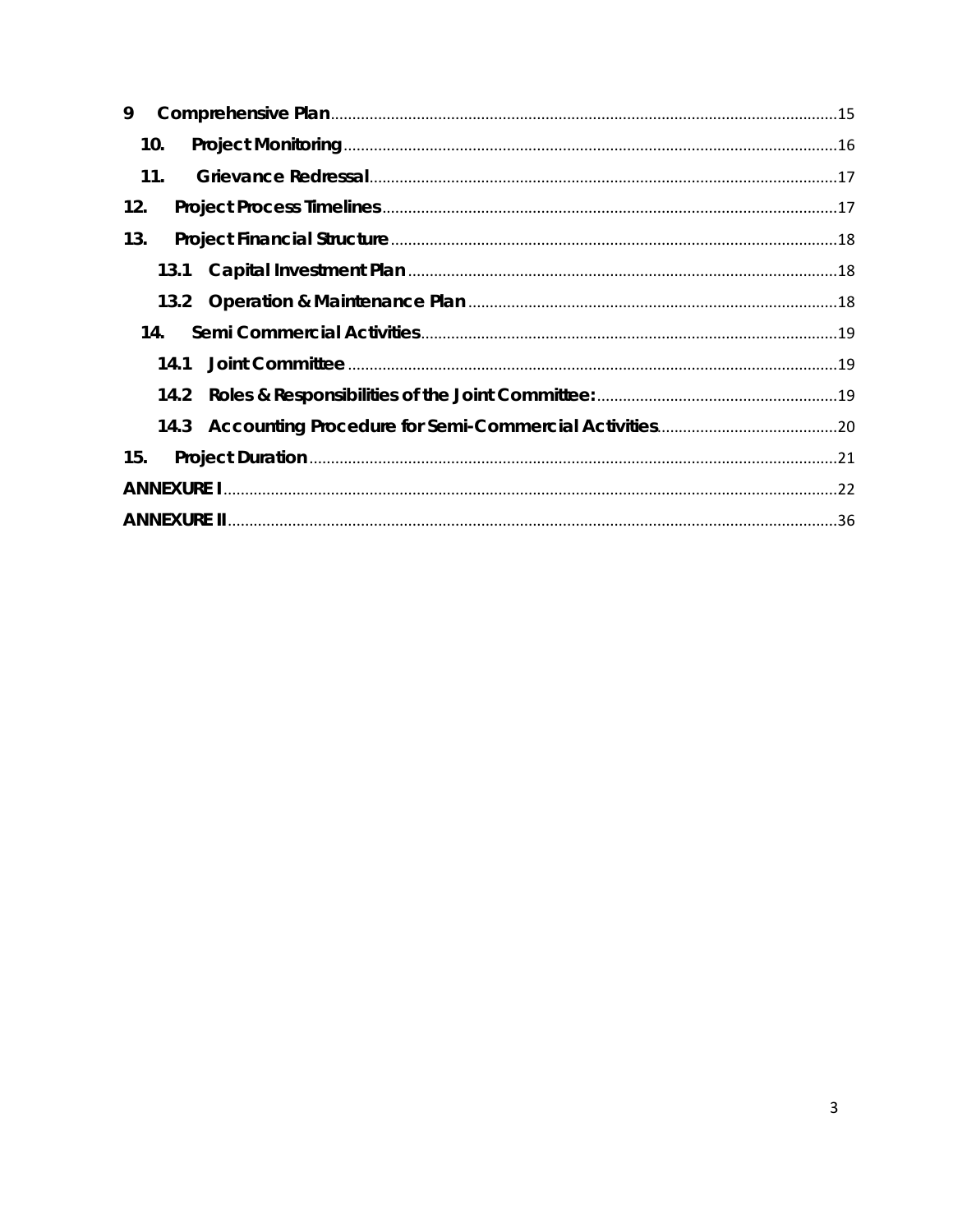9 Comprehensive Plan ..... 15

10. Project Monitoring ..... 16

11. Grievance Redressal ..... 17

12. Project Process Timelines ..... 17

13. Project Financial Structure ..... 18

- 13.1 Capital Investment Plan ..... 18
- 13.2 Operation & Maintenance Plan ..... 18

14. Semi Commercial Activities ..... 19

- 14.1 Joint Committee ..... 19
- 14.2 Roles & Responsibilities of the Joint Committee: ..... 19
- 14.3 Accounting Procedure for Semi-Commercial Activities ..... 20

15. Project Duration ..... 21

ANNEXURE I ..... 22

ANNEXURE II ..... 36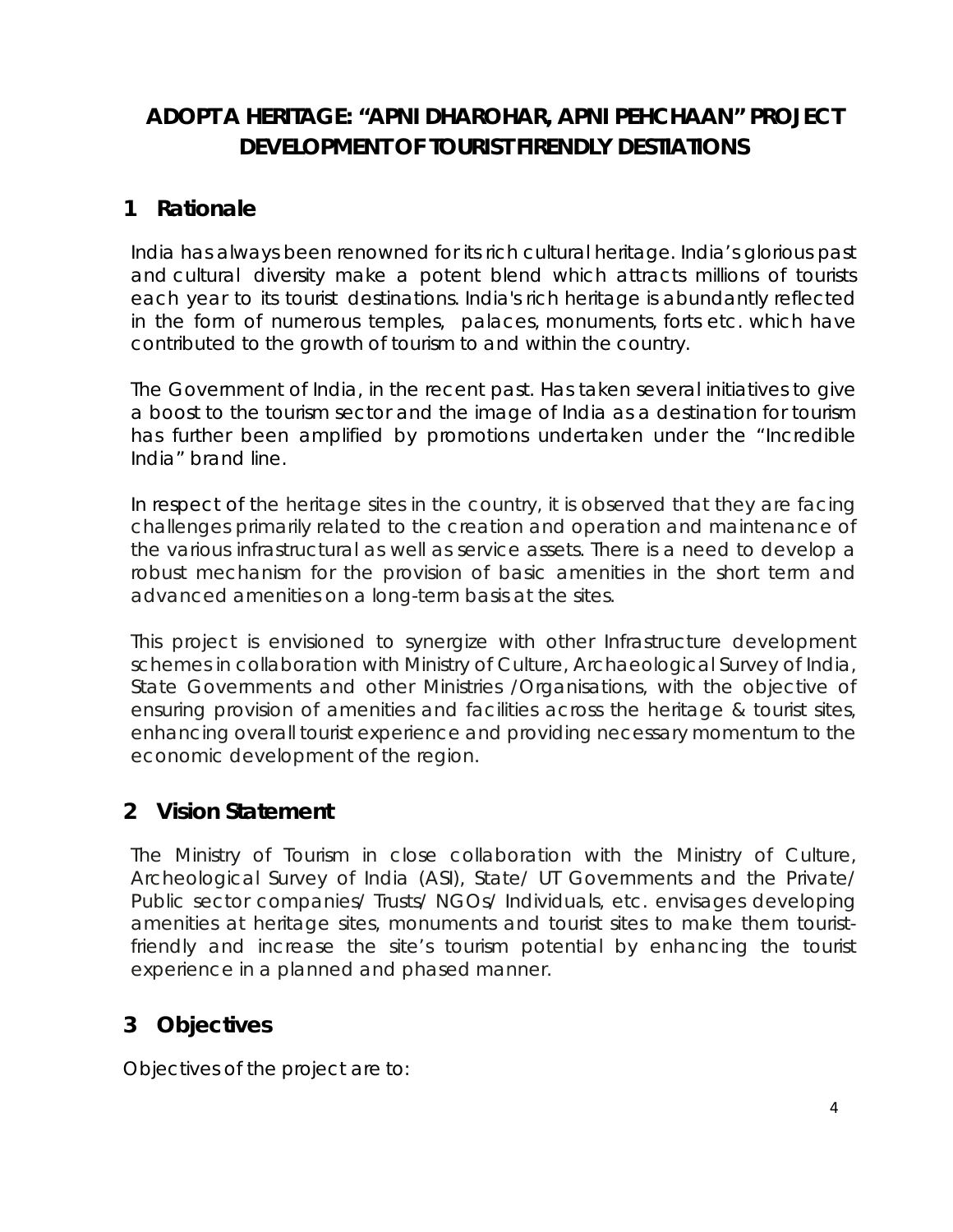# ADOPT A HERITAGE: "APNI DHAROHAR, APNI PEHCHAAN" PROJECT DEVELOPMENT OF TOURIST FIRENDLY DESTIATIONS

## 1 Rationale

India has always been renowned for its rich cultural heritage. India's glorious past and cultural diversity make a potent blend which attracts millions of tourists each year to its tourist destinations. India's rich heritage is abundantly reflected in the form of numerous temples, palaces, monuments, forts etc. which have contributed to the growth of tourism to and within the country.

The Government of India, in the recent past. Has taken several initiatives to give a boost to the tourism sector and the image of India as a destination for tourism has further been amplified by promotions undertaken under the "Incredible India" brand line.

In respect of the heritage sites in the country, it is observed that they are facing challenges primarily related to the creation and operation and maintenance of the various infrastructural as well as service assets. There is a need to develop a robust mechanism for the provision of basic amenities in the short term and advanced amenities on a long-term basis at the sites.

This project is envisioned to synergize with other Infrastructure development schemes in collaboration with Ministry of Culture, Archaeological Survey of India, State Governments and other Ministries /Organisations, with the objective of ensuring provision of amenities and facilities across the heritage & tourist sites, enhancing overall tourist experience and providing necessary momentum to the economic development of the region.

## 2 Vision Statement

The Ministry of Tourism in close collaboration with the Ministry of Culture, Archeological Survey of India (ASI), State/ UT Governments and the Private/ Public sector companies/ Trusts/ NGOs/ Individuals, etc. envisages developing amenities at heritage sites, monuments and tourist sites to make them tourist-friendly and increase the site's tourism potential by enhancing the tourist experience in a planned and phased manner.

## 3 Objectives

Objectives of the project are to: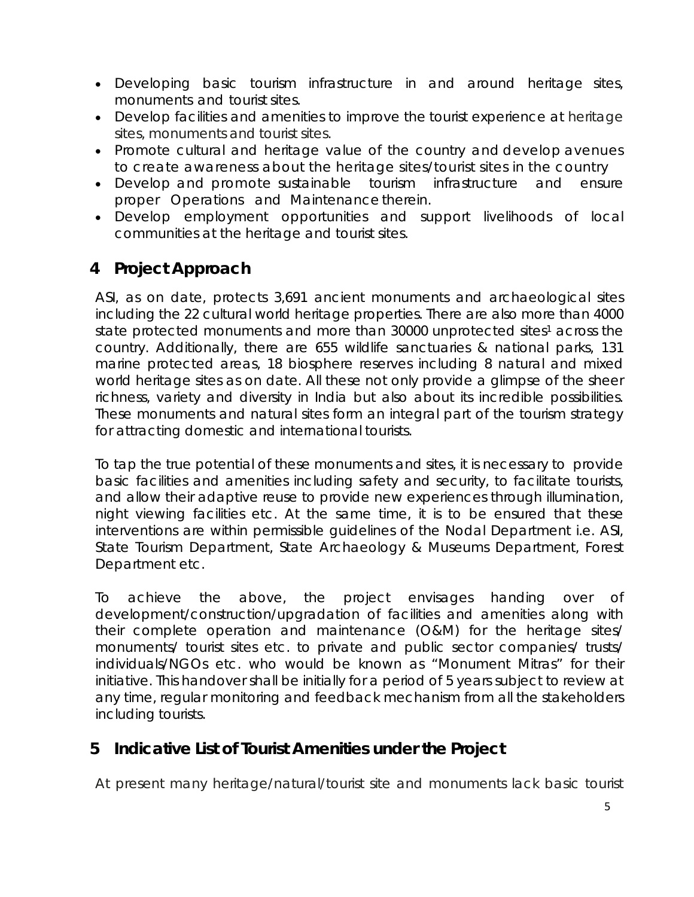- Developing basic tourism infrastructure in and around heritage sites, monuments and tourist sites.
- Develop facilities and amenities to improve the tourist experience at heritage sites, monuments and tourist sites.
- Promote cultural and heritage value of the country and develop avenues to create awareness about the heritage sites/tourist sites in the country
- Develop and promote sustainable tourism infrastructure and ensure proper Operations and Maintenance therein.
- Develop employment opportunities and support livelihoods of local communities at the heritage and tourist sites.

## 4 Project Approach

ASI, as on date, protects 3,691 ancient monuments and archaeological sites including the 22 cultural world heritage properties. There are also more than 4000 state protected monuments and more than 30000 unprotected sites[1] across the country. Additionally, there are 655 wildlife sanctuaries & national parks, 131 marine protected areas, 18 biosphere reserves including 8 natural and mixed world heritage sites as on date. All these not only provide a glimpse of the sheer richness, variety and diversity in India but also about its incredible possibilities. These monuments and natural sites form an integral part of the tourism strategy for attracting domestic and international tourists.

To tap the true potential of these monuments and sites, it is necessary to provide basic facilities and amenities including safety and security, to facilitate tourists, and allow their adaptive reuse to provide new experiences through illumination, night viewing facilities etc. At the same time, it is to be ensured that these interventions are within permissible guidelines of the Nodal Department i.e. ASI, State Tourism Department, State Archaeology & Museums Department, Forest Department etc.

To achieve the above, the project envisages handing over of development/construction/upgradation of facilities and amenities along with their complete operation and maintenance (O&M) for the heritage sites/ monuments/ tourist sites etc. to private and public sector companies/ trusts/ individuals/NGOs etc. who would be known as "Monument Mitras" for their initiative. This handover shall be initially for a period of 5 years subject to review at any time, regular monitoring and feedback mechanism from all the stakeholders including tourists.

## 5 Indicative List of Tourist Amenities under the Project

At present many heritage/natural/tourist site and monuments lack basic tourist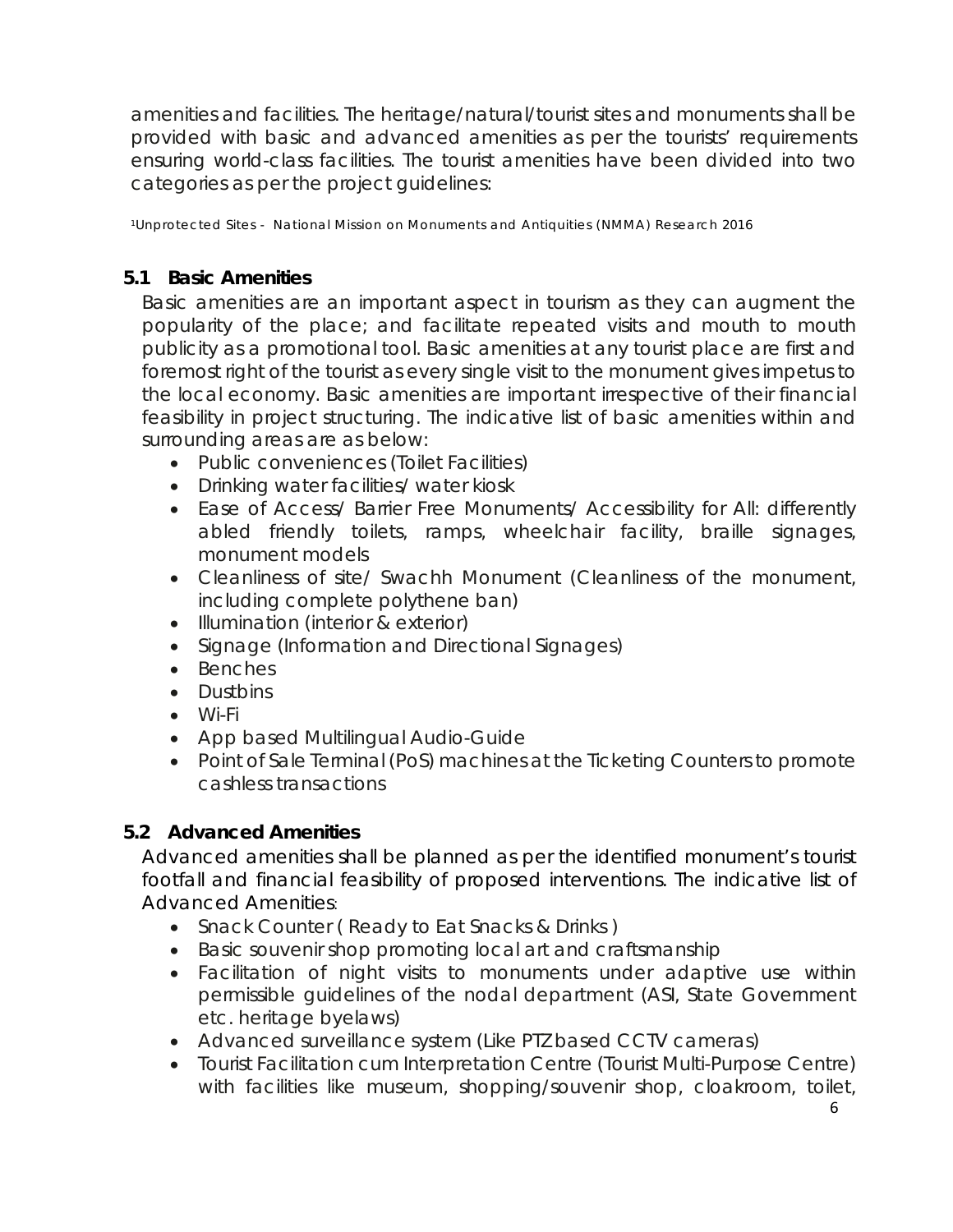amenities and facilities. The heritage/natural/tourist sites and monuments shall be provided with basic and advanced amenities as per the tourists' requirements ensuring world-class facilities. The tourist amenities have been divided into two categories as per the project guidelines:

[1]Unprotected Sites - National Mission on Monuments and Antiquities (NMMA) Research 2016

### 5.1 Basic Amenities

Basic amenities are an important aspect in tourism as they can augment the popularity of the place; and facilitate repeated visits and mouth to mouth publicity as a promotional tool. Basic amenities at any tourist place are first and foremost right of the tourist as every single visit to the monument gives impetus to the local economy. Basic amenities are important irrespective of their financial feasibility in project structuring. The indicative list of basic amenities within and surrounding areas are as below:

- Public conveniences (Toilet Facilities)
- Drinking water facilities/ water kiosk
- Ease of Access/ Barrier Free Monuments/ Accessibility for All: differently abled friendly toilets, ramps, wheelchair facility, braille signages, monument models
- Cleanliness of site/ Swachh Monument (Cleanliness of the monument, including complete polythene ban)
- Illumination (interior & exterior)
- Signage (Information and Directional Signages)
- Benches
- Dustbins
- Wi-Fi
- App based Multilingual Audio-Guide
- Point of Sale Terminal (PoS) machines at the Ticketing Counters to promote cashless transactions

### 5.2 Advanced Amenities

Advanced amenities shall be planned as per the identified monument's tourist footfall and financial feasibility of proposed interventions. The indicative list of Advanced Amenities:

- Snack Counter ( Ready to Eat Snacks & Drinks )
- Basic souvenir shop promoting local art and craftsmanship
- Facilitation of night visits to monuments under adaptive use within permissible guidelines of the nodal department (ASI, State Government etc. heritage byelaws)
- Advanced surveillance system (Like PTZ based CCTV cameras)
- Tourist Facilitation cum Interpretation Centre (Tourist Multi-Purpose Centre) with facilities like museum, shopping/souvenir shop, cloakroom, toilet,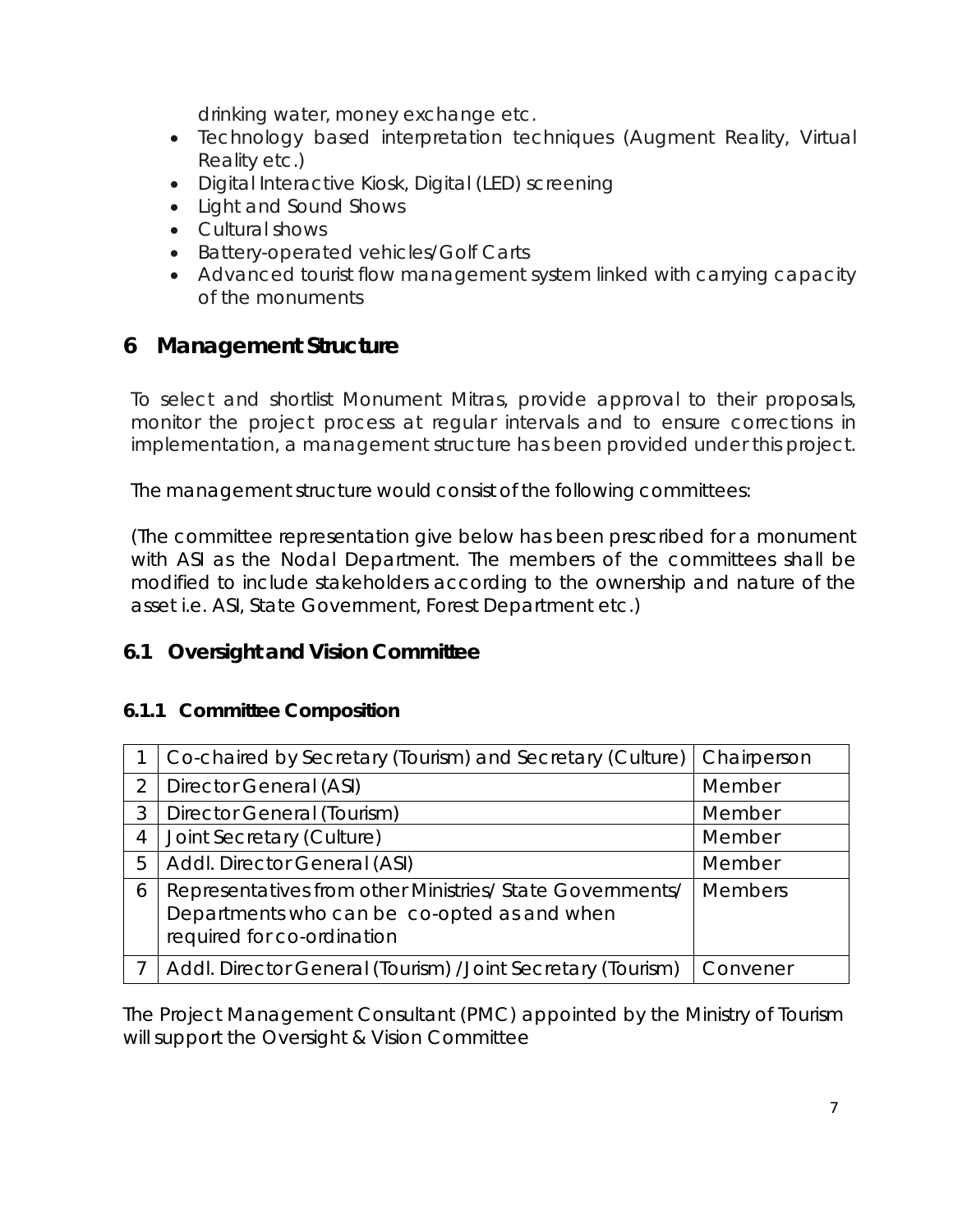drinking water, money exchange etc.

- Technology based interpretation techniques (Augment Reality, Virtual Reality etc.)
- Digital Interactive Kiosk, Digital (LED) screening
- Light and Sound Shows
- Cultural shows
- Battery-operated vehicles/Golf Carts
- Advanced tourist flow management system linked with carrying capacity of the monuments

# 6 Management Structure

To select and shortlist Monument Mitras, provide approval to their proposals, monitor the project process at regular intervals and to ensure corrections in implementation, a management structure has been provided under this project.

The management structure would consist of the following committees:

(The committee representation give below has been prescribed for a monument with ASI as the Nodal Department. The members of the committees shall be modified to include stakeholders according to the ownership and nature of the asset i.e. ASI, State Government, Forest Department etc.)

## 6.1 Oversight and Vision Committee

### 6.1.1 Committee Composition

| | | |
|---|---|---|
| 1 | Co-chaired by Secretary (Tourism) and Secretary (Culture) | Chairperson |
| 2 | Director General (ASI) | Member |
| 3 | Director General (Tourism) | Member |
| 4 | Joint Secretary (Culture) | Member |
| 5 | Addl. Director General (ASI) | Member |
| 6 | Representatives from other Ministries/ State Governments/ Departments who can be co-opted as and when required for co-ordination | Members |
| 7 | Addl. Director General (Tourism) /Joint Secretary (Tourism) | Convener |

The Project Management Consultant (PMC) appointed by the Ministry of Tourism will support the Oversight & Vision Committee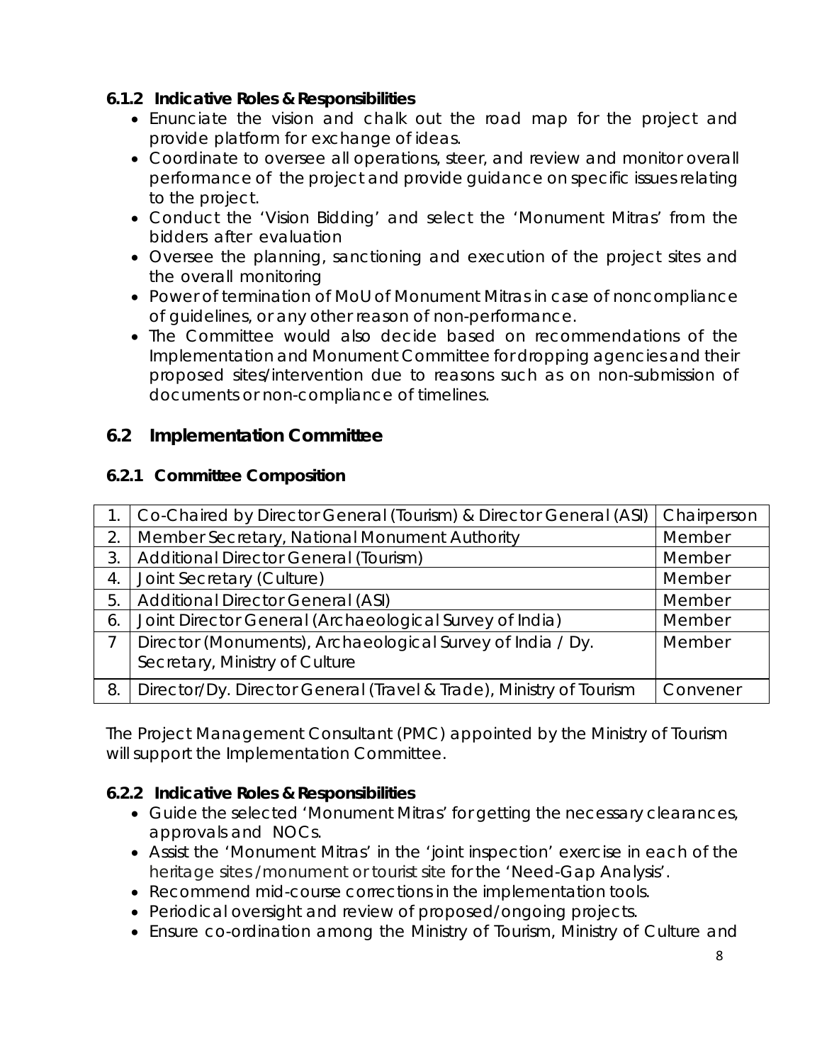### 6.1.2 Indicative Roles & Responsibilities

- Enunciate the vision and chalk out the road map for the project and provide platform for exchange of ideas.
- Coordinate to oversee all operations, steer, and review and monitor overall performance of the project and provide guidance on specific issues relating to the project.
- Conduct the 'Vision Bidding' and select the 'Monument Mitras' from the bidders after evaluation
- Oversee the planning, sanctioning and execution of the project sites and the overall monitoring
- Power of termination of MoU of Monument Mitras in case of noncompliance of guidelines, or any other reason of non-performance.
- The Committee would also decide based on recommendations of the Implementation and Monument Committee for dropping agencies and their proposed sites/intervention due to reasons such as on non-submission of documents or non-compliance of timelines.

## 6.2 Implementation Committee

### 6.2.1 Committee Composition

| | | |
|---|---|---|
| 1. | Co-Chaired by Director General (Tourism) & Director General (ASI) | Chairperson |
| 2. | Member Secretary, National Monument Authority | Member |
| 3. | Additional Director General (Tourism) | Member |
| 4. | Joint Secretary (Culture) | Member |
| 5. | Additional Director General (ASI) | Member |
| 6. | Joint Director General (Archaeological Survey of India) | Member |
| 7 | Director (Monuments), Archaeological Survey of India / Dy. Secretary, Ministry of Culture | Member |
| 8. | Director/Dy. Director General (Travel & Trade), Ministry of Tourism | Convener |

The Project Management Consultant (PMC) appointed by the Ministry of Tourism will support the Implementation Committee.

### 6.2.2 Indicative Roles & Responsibilities

- Guide the selected 'Monument Mitras' for getting the necessary clearances, approvals and NOCs.
- Assist the 'Monument Mitras' in the 'joint inspection' exercise in each of the heritage sites /monument or tourist site for the 'Need-Gap Analysis'.
- Recommend mid-course corrections in the implementation tools.
- Periodical oversight and review of proposed/ongoing projects.
- Ensure co-ordination among the Ministry of Tourism, Ministry of Culture and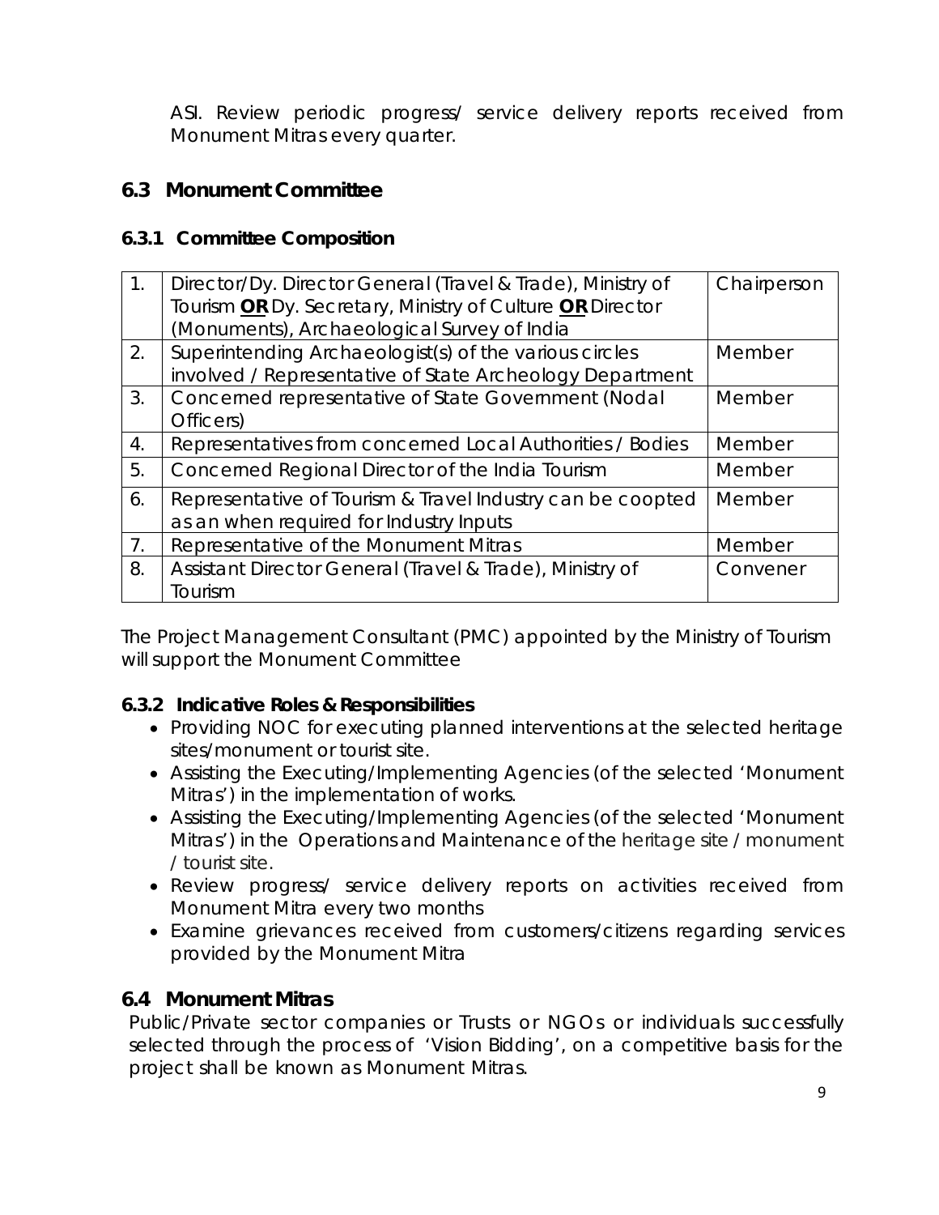ASI. Review periodic progress/ service delivery reports received from Monument Mitras every quarter.

## 6.3 Monument Committee

### 6.3.1 Committee Composition

| | | |
|---|---|---|
| 1. | Director/Dy. Director General (Travel & Trade), Ministry of Tourism **OR** Dy. Secretary, Ministry of Culture **OR** Director (Monuments), Archaeological Survey of India | Chairperson |
| 2. | Superintending Archaeologist(s) of the various circles involved / Representative of State Archeology Department | Member |
| 3. | Concerned representative of State Government (Nodal Officers) | Member |
| 4. | Representatives from concerned Local Authorities / Bodies | Member |
| 5. | Concerned Regional Director of the India Tourism | Member |
| 6. | Representative of Tourism & Travel Industry can be coopted as an when required for Industry Inputs | Member |
| 7. | Representative of the Monument Mitras | Member |
| 8. | Assistant Director General (Travel & Trade), Ministry of Tourism | Convener |

The Project Management Consultant (PMC) appointed by the Ministry of Tourism will support the Monument Committee

### 6.3.2 Indicative Roles & Responsibilities

- Providing NOC for executing planned interventions at the selected heritage sites/monument or tourist site.
- Assisting the Executing/Implementing Agencies (of the selected 'Monument Mitras') in the implementation of works.
- Assisting the Executing/Implementing Agencies (of the selected 'Monument Mitras') in the Operations and Maintenance of the heritage site / monument / tourist site.
- Review progress/ service delivery reports on activities received from Monument Mitra every two months
- Examine grievances received from customers/citizens regarding services provided by the Monument Mitra

## 6.4 Monument Mitras

Public/Private sector companies or Trusts or NGOs or individuals successfully selected through the process of 'Vision Bidding', on a competitive basis for the project shall be known as Monument Mitras.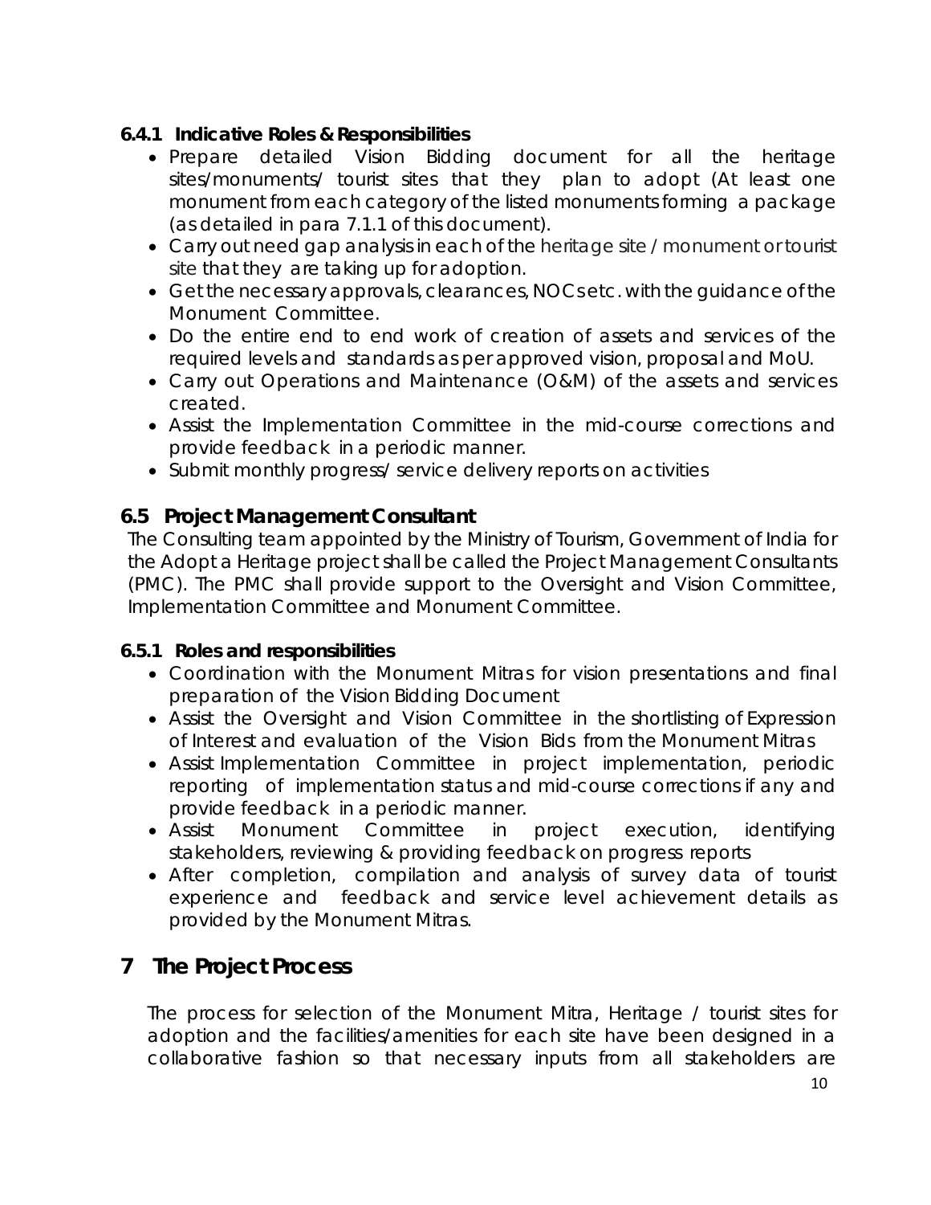### 6.4.1 Indicative Roles & Responsibilities

- Prepare detailed Vision Bidding document for all the heritage sites/monuments/ tourist sites that they plan to adopt (At least one monument from each category of the listed monuments forming a package (as detailed in para 7.1.1 of this document).
- Carry out need gap analysis in each of the heritage site / monument or tourist site that they are taking up for adoption.
- Get the necessary approvals, clearances, NOCs etc. with the guidance of the Monument Committee.
- Do the entire end to end work of creation of assets and services of the required levels and standards as per approved vision, proposal and MoU.
- Carry out Operations and Maintenance (O&M) of the assets and services created.
- Assist the Implementation Committee in the mid-course corrections and provide feedback in a periodic manner.
- Submit monthly progress/ service delivery reports on activities

## 6.5 Project Management Consultant

The Consulting team appointed by the Ministry of Tourism, Government of India for the Adopt a Heritage project shall be called the Project Management Consultants (PMC). The PMC shall provide support to the Oversight and Vision Committee, Implementation Committee and Monument Committee.

### 6.5.1 Roles and responsibilities

- Coordination with the Monument Mitras for vision presentations and final preparation of the Vision Bidding Document
- Assist the Oversight and Vision Committee in the shortlisting of Expression of Interest and evaluation of the Vision Bids from the Monument Mitras
- Assist Implementation Committee in project implementation, periodic reporting of implementation status and mid-course corrections if any and provide feedback in a periodic manner.
- Assist Monument Committee in project execution, identifying stakeholders, reviewing & providing feedback on progress reports
- After completion, compilation and analysis of survey data of tourist experience and feedback and service level achievement details as provided by the Monument Mitras.

# 7 The Project Process

The process for selection of the Monument Mitra, Heritage / tourist sites for adoption and the facilities/amenities for each site have been designed in a collaborative fashion so that necessary inputs from all stakeholders are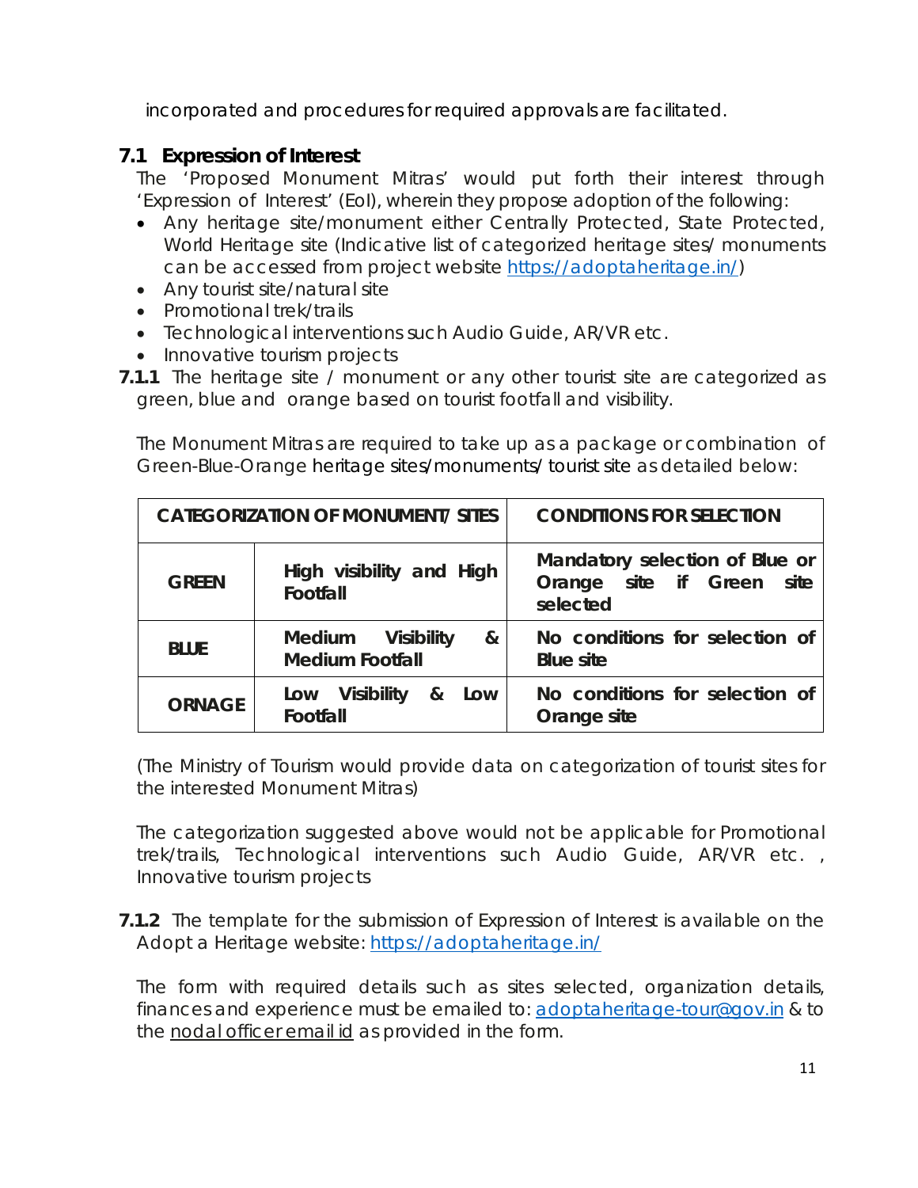incorporated and procedures for required approvals are facilitated.

## 7.1 Expression of Interest

The 'Proposed Monument Mitras' would put forth their interest through 'Expression of Interest' (EoI), wherein they propose adoption of the following:

- Any heritage site/monument either Centrally Protected, State Protected, World Heritage site (Indicative list of categorized heritage sites/ monuments can be accessed from project website https://adoptaheritage.in/)
- Any tourist site/natural site
- Promotional trek/trails
- Technological interventions such Audio Guide, AR/VR etc.
- Innovative tourism projects

**7.1.1** The heritage site / monument or any other tourist site are categorized as green, blue and orange based on tourist footfall and visibility.

The Monument Mitras are required to take up as a package or combination of Green-Blue-Orange heritage sites/monuments/ tourist site as detailed below:

| CATEGORIZATION OF MONUMENT/ SITES | | CONDITIONS FOR SELECTION |
|---|---|---|
| **GREEN** | **High visibility and High Footfall** | **Mandatory selection of Blue or Orange site if Green site selected** |
| **BLUE** | **Medium Visibility & Medium Footfall** | **No conditions for selection of Blue site** |
| **ORNAGE** | **Low Visibility & Low Footfall** | **No conditions for selection of Orange site** |

(The Ministry of Tourism would provide data on categorization of tourist sites for the interested Monument Mitras)

The categorization suggested above would not be applicable for Promotional trek/trails, Technological interventions such Audio Guide, AR/VR etc. , Innovative tourism projects

**7.1.2** The template for the submission of Expression of Interest is available on the Adopt a Heritage website: https://adoptaheritage.in/

The form with required details such as sites selected, organization details, finances and experience must be emailed to: adoptaheritage-tour@gov.in & to the nodal officer email id as provided in the form.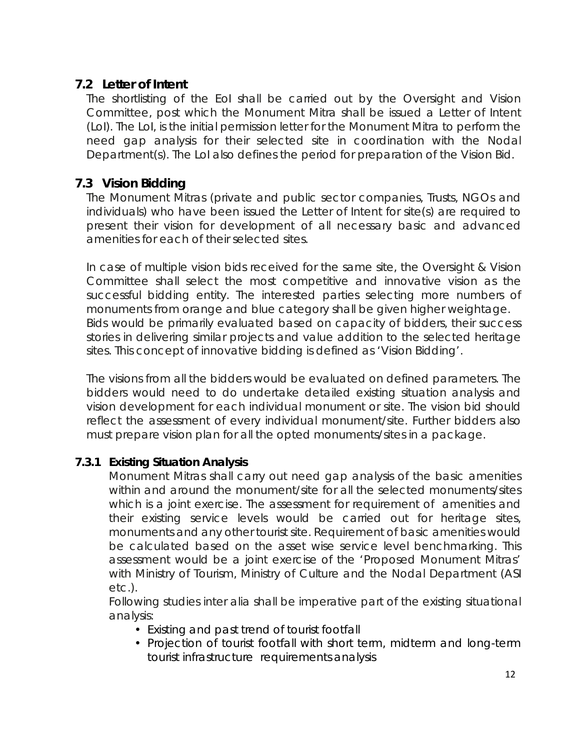## 7.2 Letter of Intent

The shortlisting of the EoI shall be carried out by the Oversight and Vision Committee, post which the Monument Mitra shall be issued a Letter of Intent (LoI). The LoI, is the initial permission letter for the Monument Mitra to perform the need gap analysis for their selected site in coordination with the Nodal Department(s). The LoI also defines the period for preparation of the Vision Bid.

## 7.3 Vision Bidding

The Monument Mitras (private and public sector companies, Trusts, NGOs and individuals) who have been issued the Letter of Intent for site(s) are required to present their vision for development of all necessary basic and advanced amenities for each of their selected sites.

In case of multiple vision bids received for the same site, the Oversight & Vision Committee shall select the most competitive and innovative vision as the successful bidding entity. The interested parties selecting more numbers of monuments from orange and blue category shall be given higher weightage. Bids would be primarily evaluated based on capacity of bidders, their success stories in delivering similar projects and value addition to the selected heritage sites. This concept of innovative bidding is defined as 'Vision Bidding'.

The visions from all the bidders would be evaluated on defined parameters. The bidders would need to do undertake detailed existing situation analysis and vision development for each individual monument or site. The vision bid should reflect the assessment of every individual monument/site. Further bidders also must prepare vision plan for all the opted monuments/sites in a package.

### 7.3.1 Existing Situation Analysis

Monument Mitras shall carry out need gap analysis of the basic amenities within and around the monument/site for all the selected monuments/sites which is a joint exercise. The assessment for requirement of amenities and their existing service levels would be carried out for heritage sites, monuments and any other tourist site. Requirement of basic amenities would be calculated based on the asset wise service level benchmarking. This assessment would be a joint exercise of the 'Proposed Monument Mitras' with Ministry of Tourism, Ministry of Culture and the Nodal Department (ASI etc.).

Following studies inter alia shall be imperative part of the existing situational analysis:

- Existing and past trend of tourist footfall
- Projection of tourist footfall with short term, midterm and long-term tourist infrastructure requirements analysis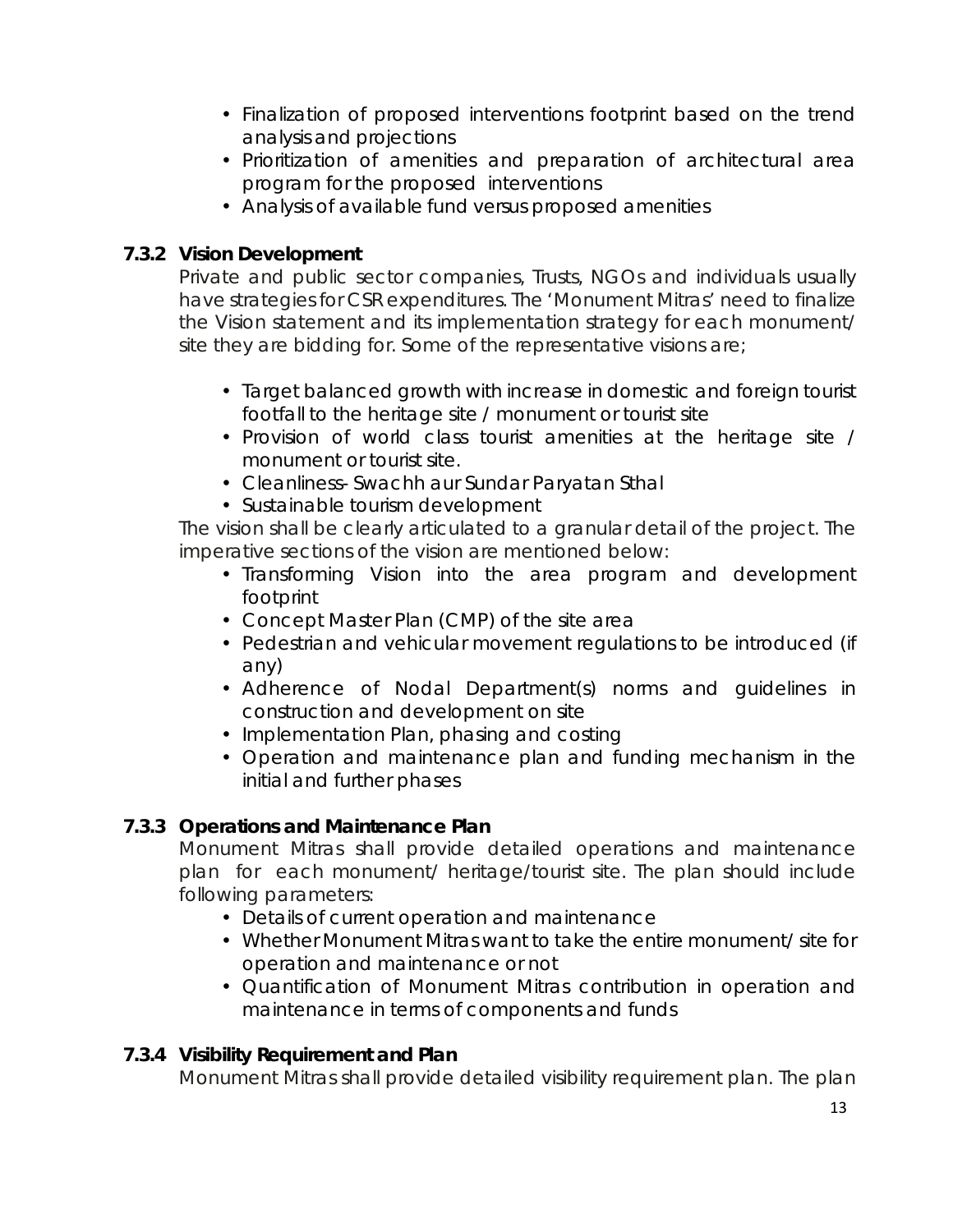- Finalization of proposed interventions footprint based on the trend analysis and projections
- Prioritization of amenities and preparation of architectural area program for the proposed interventions
- Analysis of available fund versus proposed amenities

### 7.3.2 Vision Development

Private and public sector companies, Trusts, NGOs and individuals usually have strategies for CSR expenditures. The 'Monument Mitras' need to finalize the Vision statement and its implementation strategy for each monument/ site they are bidding for. Some of the representative visions are;

- Target balanced growth with increase in domestic and foreign tourist footfall to the heritage site / monument or tourist site
- Provision of world class tourist amenities at the heritage site / monument or tourist site.
- Cleanliness- Swachh aur Sundar Paryatan Sthal
- Sustainable tourism development

The vision shall be clearly articulated to a granular detail of the project. The imperative sections of the vision are mentioned below:

- Transforming Vision into the area program and development footprint
- Concept Master Plan (CMP) of the site area
- Pedestrian and vehicular movement regulations to be introduced (if any)
- Adherence of Nodal Department(s) norms and guidelines in construction and development on site
- Implementation Plan, phasing and costing
- Operation and maintenance plan and funding mechanism in the initial and further phases

### 7.3.3 Operations and Maintenance Plan

Monument Mitras shall provide detailed operations and maintenance plan for each monument/ heritage/tourist site. The plan should include following parameters:

- Details of current operation and maintenance
- Whether Monument Mitras want to take the entire monument/ site for operation and maintenance or not
- Quantification of Monument Mitras contribution in operation and maintenance in terms of components and funds

### 7.3.4 Visibility Requirement and Plan

Monument Mitras shall provide detailed visibility requirement plan. The plan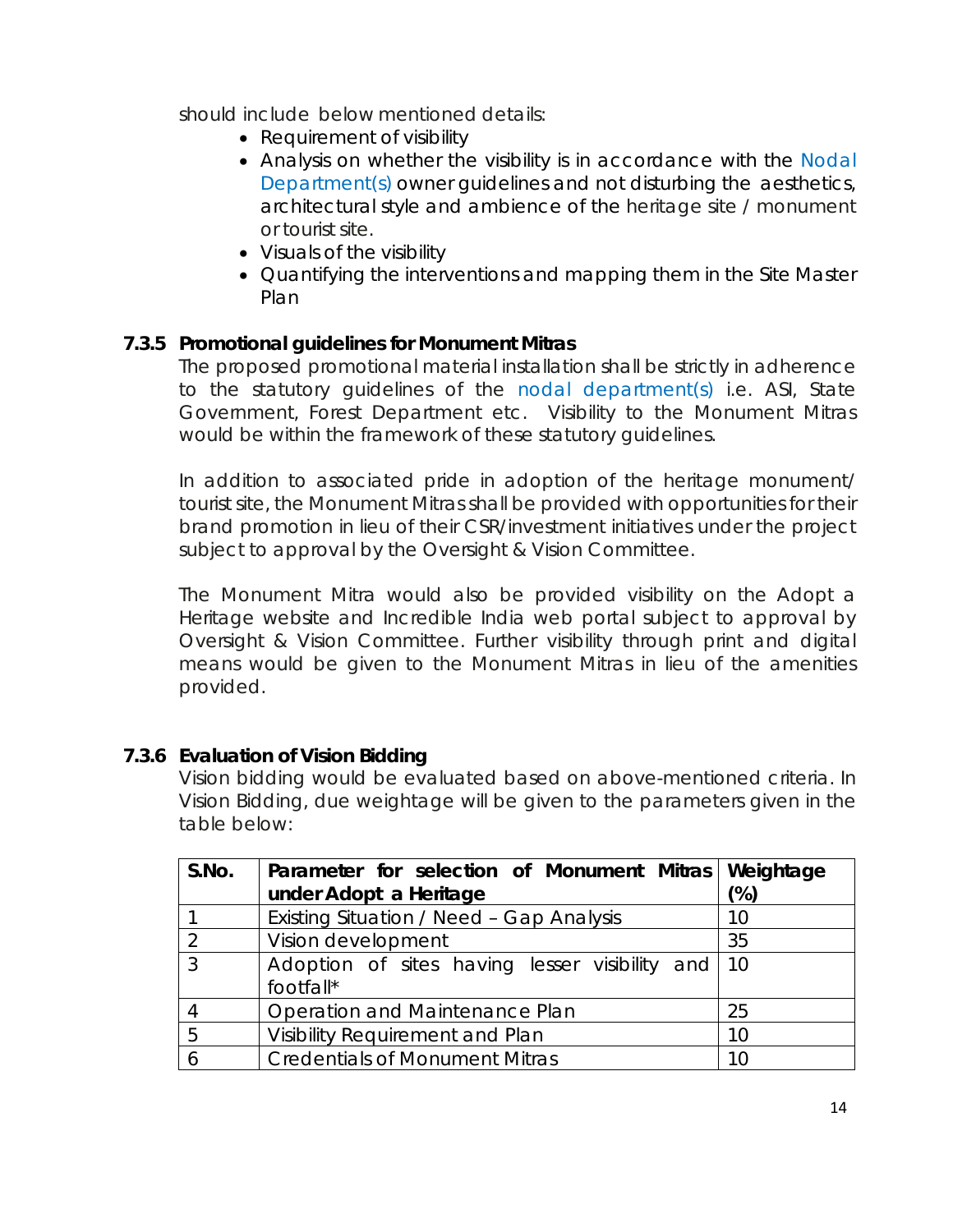should include below mentioned details:

- Requirement of visibility
- Analysis on whether the visibility is in accordance with the Nodal Department(s) owner guidelines and not disturbing the aesthetics, architectural style and ambience of the heritage site / monument or tourist site.
- Visuals of the visibility
- Quantifying the interventions and mapping them in the Site Master Plan

### 7.3.5 Promotional guidelines for Monument Mitras

The proposed promotional material installation shall be strictly in adherence to the statutory guidelines of the nodal department(s) i.e. ASI, State Government, Forest Department etc. Visibility to the Monument Mitras would be within the framework of these statutory guidelines.

In addition to associated pride in adoption of the heritage monument/ tourist site, the Monument Mitras shall be provided with opportunities for their brand promotion in lieu of their CSR/investment initiatives under the project subject to approval by the Oversight & Vision Committee.

The Monument Mitra would also be provided visibility on the Adopt a Heritage website and Incredible India web portal subject to approval by Oversight & Vision Committee. Further visibility through print and digital means would be given to the Monument Mitras in lieu of the amenities provided.

### 7.3.6 Evaluation of Vision Bidding

Vision bidding would be evaluated based on above-mentioned criteria. In Vision Bidding, due weightage will be given to the parameters given in the table below:

| S.No. | Parameter for selection of Monument Mitras under Adopt a Heritage | Weightage (%) |
|---|---|---|
| 1 | Existing Situation / Need – Gap Analysis | 10 |
| 2 | Vision development | 35 |
| 3 | Adoption of sites having lesser visibility and footfall* | 10 |
| 4 | Operation and Maintenance Plan | 25 |
| 5 | Visibility Requirement and Plan | 10 |
| 6 | Credentials of Monument Mitras | 10 |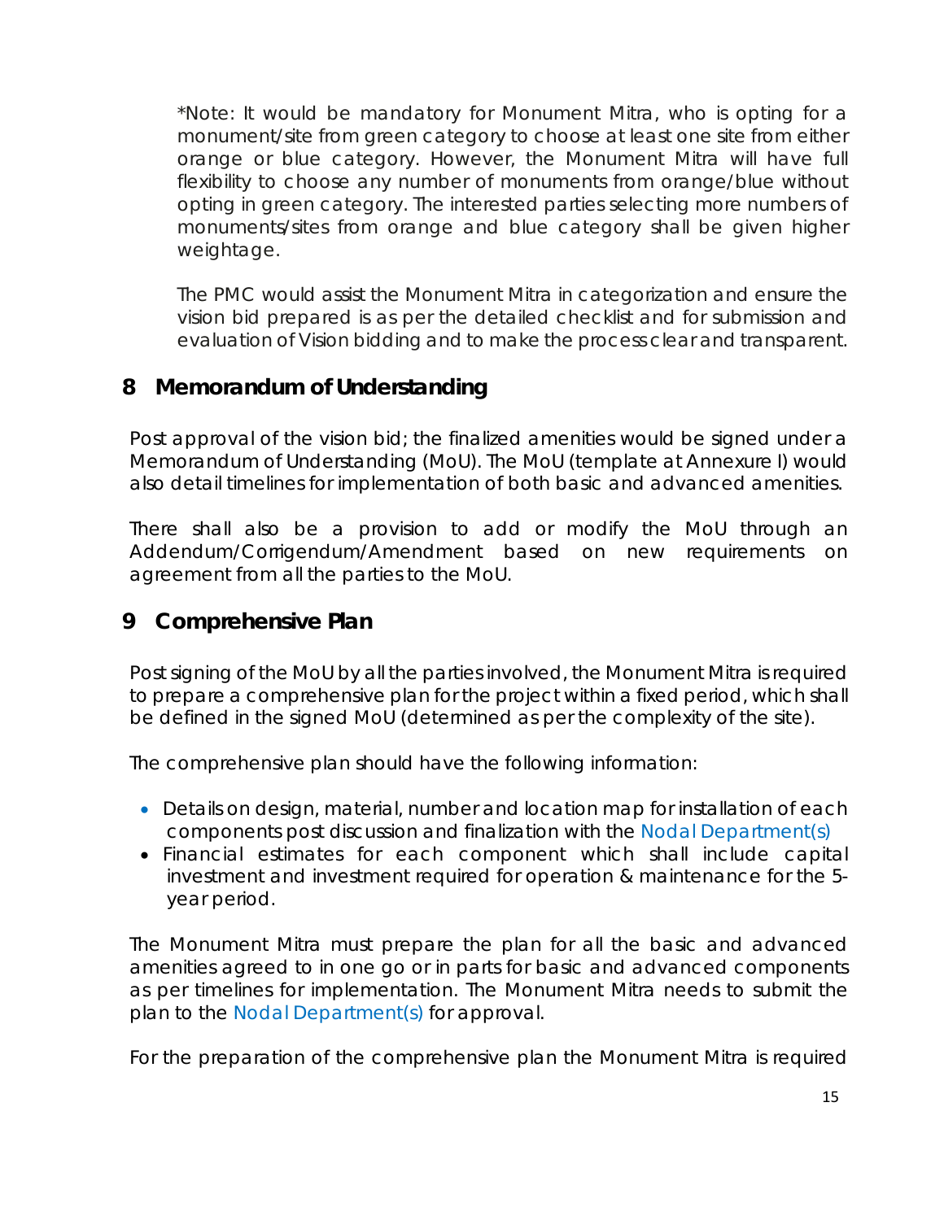*Note: It would be mandatory for Monument Mitra, who is opting for a monument/site from green category to choose at least one site from either orange or blue category. However, the Monument Mitra will have full flexibility to choose any number of monuments from orange/blue without opting in green category. The interested parties selecting more numbers of monuments/sites from orange and blue category shall be given higher weightage.

The PMC would assist the Monument Mitra in categorization and ensure the vision bid prepared is as per the detailed checklist and for submission and evaluation of Vision bidding and to make the process clear and transparent.

## 8 Memorandum of Understanding

Post approval of the vision bid; the finalized amenities would be signed under a Memorandum of Understanding (MoU). The MoU (template at Annexure I) would also detail timelines for implementation of both basic and advanced amenities.

There shall also be a provision to add or modify the MoU through an Addendum/Corrigendum/Amendment based on new requirements on agreement from all the parties to the MoU.

## 9 Comprehensive Plan

Post signing of the MoU by all the parties involved, the Monument Mitra is required to prepare a comprehensive plan for the project within a fixed period, which shall be defined in the signed MoU (determined as per the complexity of the site).

The comprehensive plan should have the following information:

- Details on design, material, number and location map for installation of each components post discussion and finalization with the Nodal Department(s)
- Financial estimates for each component which shall include capital investment and investment required for operation & maintenance for the 5-year period.

The Monument Mitra must prepare the plan for all the basic and advanced amenities agreed to in one go or in parts for basic and advanced components as per timelines for implementation. The Monument Mitra needs to submit the plan to the Nodal Department(s) for approval.

For the preparation of the comprehensive plan the Monument Mitra is required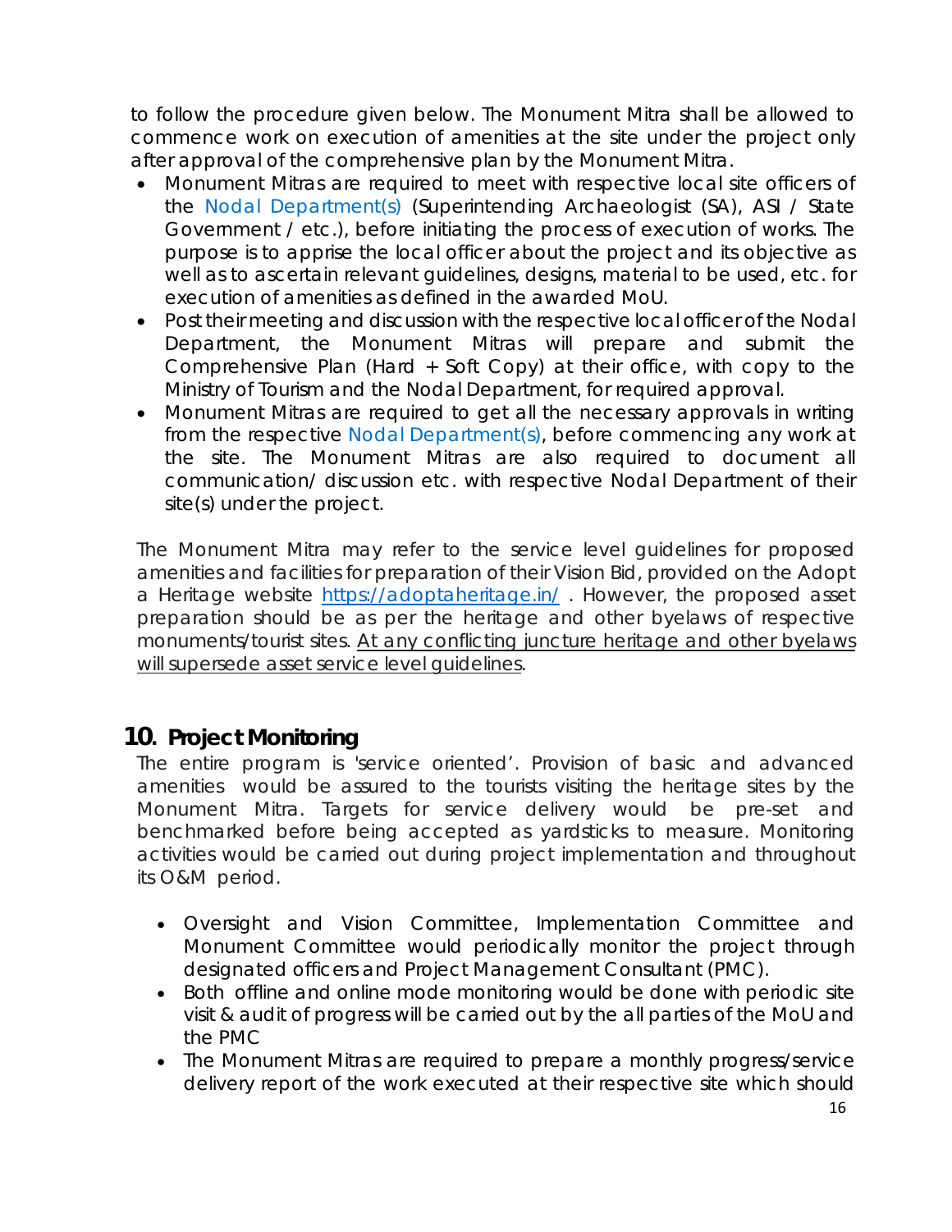to follow the procedure given below. The Monument Mitra shall be allowed to commence work on execution of amenities at the site under the project only after approval of the comprehensive plan by the Monument Mitra.

- Monument Mitras are required to meet with respective local site officers of the Nodal Department(s) (Superintending Archaeologist (SA), ASI / State Government / etc.), before initiating the process of execution of works. The purpose is to apprise the local officer about the project and its objective as well as to ascertain relevant guidelines, designs, material to be used, etc. for execution of amenities as defined in the awarded MoU.
- Post their meeting and discussion with the respective local officer of the Nodal Department, the Monument Mitras will prepare and submit the Comprehensive Plan (Hard + Soft Copy) at their office, with copy to the Ministry of Tourism and the Nodal Department, for required approval.
- Monument Mitras are required to get all the necessary approvals in writing from the respective Nodal Department(s), before commencing any work at the site. The Monument Mitras are also required to document all communication/ discussion etc. with respective Nodal Department of their site(s) under the project.

The Monument Mitra may refer to the service level guidelines for proposed amenities and facilities for preparation of their Vision Bid, provided on the Adopt a Heritage website [https://adoptaheritage.in/](https://adoptaheritage.in/) . However, the proposed asset preparation should be as per the heritage and other byelaws of respective monuments/tourist sites. <u>At any conflicting juncture heritage and other byelaws will supersede asset service level guidelines</u>.

## 10. Project Monitoring

The entire program is 'service oriented'. Provision of basic and advanced amenities would be assured to the tourists visiting the heritage sites by the Monument Mitra. Targets for service delivery would be pre-set and benchmarked before being accepted as yardsticks to measure. Monitoring activities would be carried out during project implementation and throughout its O&M period.

- Oversight and Vision Committee, Implementation Committee and Monument Committee would periodically monitor the project through designated officers and Project Management Consultant (PMC).
- Both offline and online mode monitoring would be done with periodic site visit & audit of progress will be carried out by the all parties of the MoU and the PMC
- The Monument Mitras are required to prepare a monthly progress/service delivery report of the work executed at their respective site which should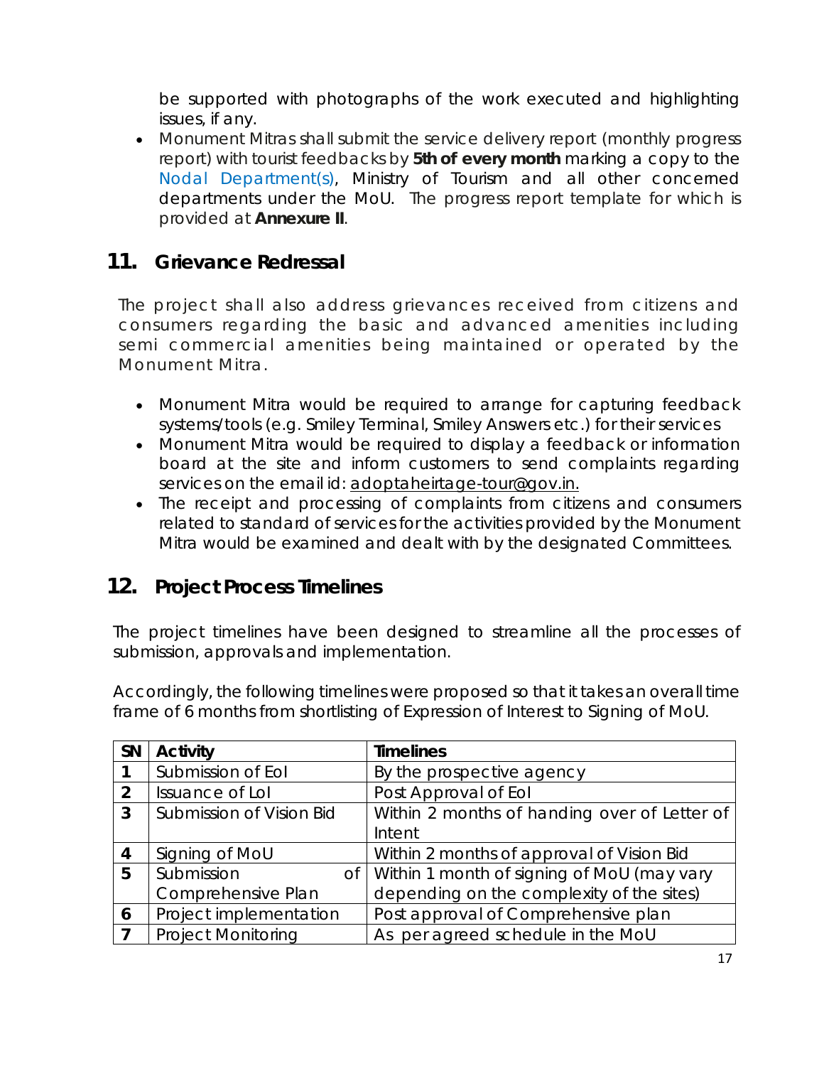be supported with photographs of the work executed and highlighting issues, if any.

- Monument Mitras shall submit the service delivery report (monthly progress report) with tourist feedbacks by **5th of every month** marking a copy to the Nodal Department(s), Ministry of Tourism and all other concerned departments under the MoU. The progress report template for which is provided at **Annexure II**.

## 11. Grievance Redressal

The project shall also address grievances received from citizens and consumers regarding the basic and advanced amenities including semi commercial amenities being maintained or operated by the Monument Mitra.

- Monument Mitra would be required to arrange for capturing feedback systems/tools (e.g. Smiley Terminal, Smiley Answers etc.) for their services
- Monument Mitra would be required to display a feedback or information board at the site and inform customers to send complaints regarding services on the email id: adoptaheirtage-tour@gov.in.
- The receipt and processing of complaints from citizens and consumers related to standard of services for the activities provided by the Monument Mitra would be examined and dealt with by the designated Committees.

## 12. Project Process Timelines

The project timelines have been designed to streamline all the processes of submission, approvals and implementation.

Accordingly, the following timelines were proposed so that it takes an overall time frame of 6 months from shortlisting of Expression of Interest to Signing of MoU.

| SN | Activity | Timelines |
|---|---|---|
| 1 | Submission of EoI | By the prospective agency |
| 2 | Issuance of LoI | Post Approval of EoI |
| 3 | Submission of Vision Bid | Within 2 months of handing over of Letter of Intent |
| 4 | Signing of MoU | Within 2 months of approval of Vision Bid |
| 5 | Submission of Comprehensive Plan | Within 1 month of signing of MoU (may vary depending on the complexity of the sites) |
| 6 | Project implementation | Post approval of Comprehensive plan |
| 7 | Project Monitoring | As per agreed schedule in the MoU |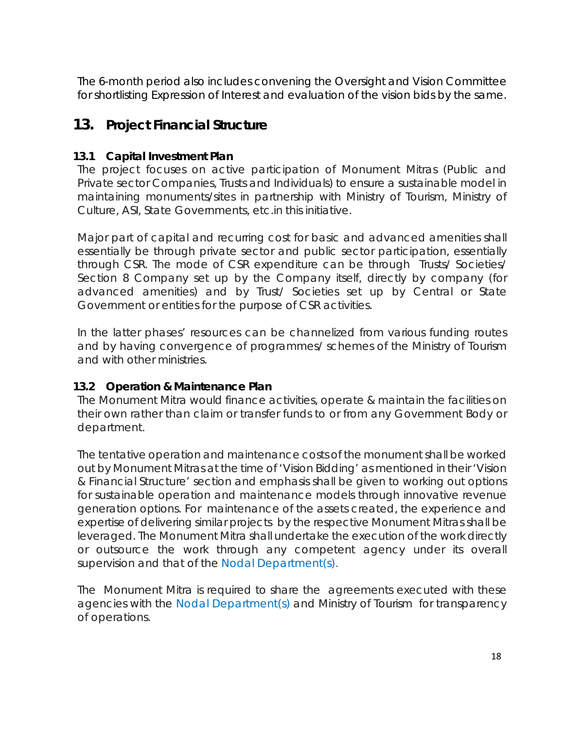The 6-month period also includes convening the Oversight and Vision Committee for shortlisting Expression of Interest and evaluation of the vision bids by the same.

# 13. Project Financial Structure

## 13.1 Capital Investment Plan

The project focuses on active participation of Monument Mitras (Public and Private sector Companies, Trusts and Individuals) to ensure a sustainable model in maintaining monuments/sites in partnership with Ministry of Tourism, Ministry of Culture, ASI, State Governments, etc.in this initiative.

Major part of capital and recurring cost for basic and advanced amenities shall essentially be through private sector and public sector participation, essentially through CSR. The mode of CSR expenditure can be through Trusts/ Societies/ Section 8 Company set up by the Company itself, directly by company (for advanced amenities) and by Trust/ Societies set up by Central or State Government or entities for the purpose of CSR activities.

In the latter phases' resources can be channelized from various funding routes and by having convergence of programmes/ schemes of the Ministry of Tourism and with other ministries.

## 13.2 Operation & Maintenance Plan

The Monument Mitra would finance activities, operate & maintain the facilities on their own rather than claim or transfer funds to or from any Government Body or department.

The tentative operation and maintenance costs of the monument shall be worked out by Monument Mitras at the time of 'Vision Bidding' as mentioned in their 'Vision & Financial Structure' section and emphasis shall be given to working out options for sustainable operation and maintenance models through innovative revenue generation options. For maintenance of the assets created, the experience and expertise of delivering similar projects by the respective Monument Mitras shall be leveraged. The Monument Mitra shall undertake the execution of the work directly or outsource the work through any competent agency under its overall supervision and that of the Nodal Department(s).

The Monument Mitra is required to share the agreements executed with these agencies with the Nodal Department(s) and Ministry of Tourism for transparency of operations.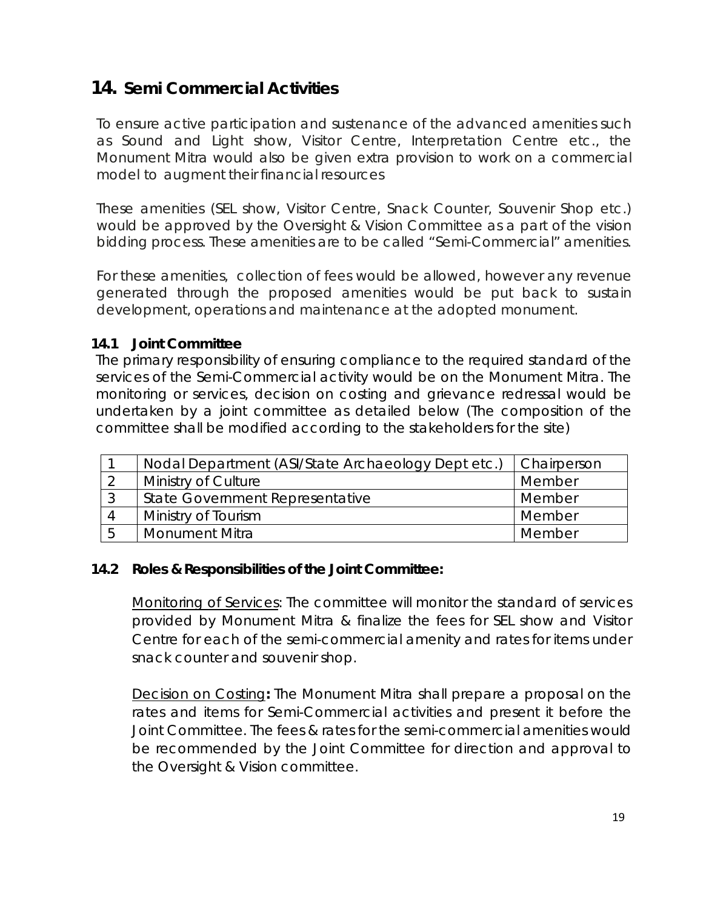# 14. Semi Commercial Activities

To ensure active participation and sustenance of the advanced amenities such as Sound and Light show, Visitor Centre, Interpretation Centre etc., the Monument Mitra would also be given extra provision to work on a commercial model to augment their financial resources

These amenities (SEL show, Visitor Centre, Snack Counter, Souvenir Shop etc.) would be approved by the Oversight & Vision Committee as a part of the vision bidding process. These amenities are to be called "Semi-Commercial" amenities.

For these amenities, collection of fees would be allowed, however any revenue generated through the proposed amenities would be put back to sustain development, operations and maintenance at the adopted monument.

### 14.1 Joint Committee

The primary responsibility of ensuring compliance to the required standard of the services of the Semi-Commercial activity would be on the Monument Mitra. The monitoring or services, decision on costing and grievance redressal would be undertaken by a joint committee as detailed below (The composition of the committee shall be modified according to the stakeholders for the site)

| | | |
|---|---|---|
| 1 | Nodal Department (ASI/State Archaeology Dept etc.) | Chairperson |
| 2 | Ministry of Culture | Member |
| 3 | State Government Representative | Member |
| 4 | Ministry of Tourism | Member |
| 5 | Monument Mitra | Member |

### 14.2 Roles & Responsibilities of the Joint Committee:

<u>Monitoring of Services</u>: The committee will monitor the standard of services provided by Monument Mitra & finalize the fees for SEL show and Visitor Centre for each of the semi-commercial amenity and rates for items under snack counter and souvenir shop.

<u>Decision on Costing</u>**:** The Monument Mitra shall prepare a proposal on the rates and items for Semi-Commercial activities and present it before the Joint Committee. The fees & rates for the semi-commercial amenities would be recommended by the Joint Committee for direction and approval to the Oversight & Vision committee.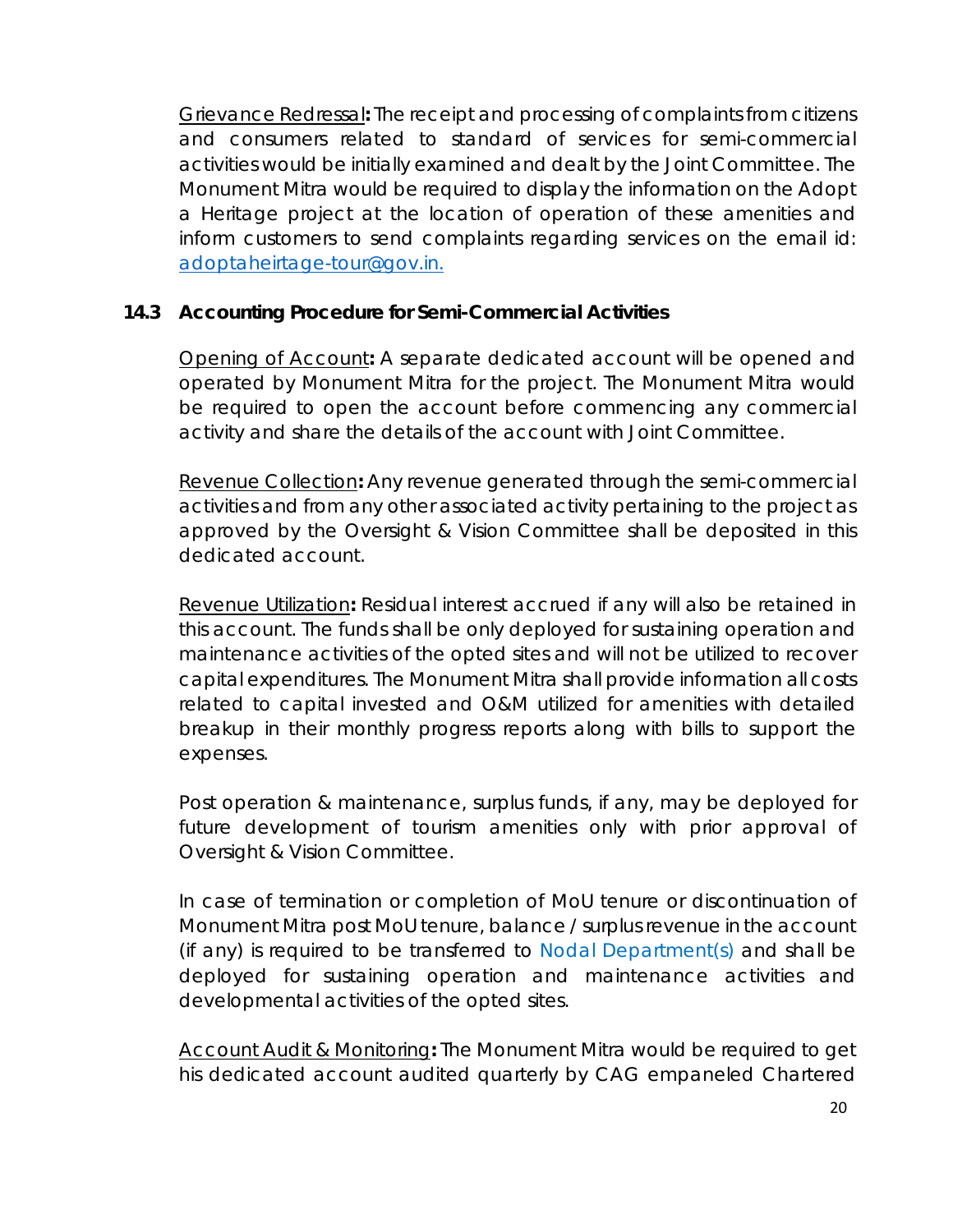Grievance Redressal**:** The receipt and processing of complaints from citizens and consumers related to standard of services for semi-commercial activities would be initially examined and dealt by the Joint Committee. The Monument Mitra would be required to display the information on the Adopt a Heritage project at the location of operation of these amenities and inform customers to send complaints regarding services on the email id: adoptaheirtage-tour@gov.in.

### 14.3 Accounting Procedure for Semi-Commercial Activities

Opening of Account**:** A separate dedicated account will be opened and operated by Monument Mitra for the project. The Monument Mitra would be required to open the account before commencing any commercial activity and share the details of the account with Joint Committee.

Revenue Collection**:** Any revenue generated through the semi-commercial activities and from any other associated activity pertaining to the project as approved by the Oversight & Vision Committee shall be deposited in this dedicated account.

Revenue Utilization**:** Residual interest accrued if any will also be retained in this account. The funds shall be only deployed for sustaining operation and maintenance activities of the opted sites and will not be utilized to recover capital expenditures. The Monument Mitra shall provide information all costs related to capital invested and O&M utilized for amenities with detailed breakup in their monthly progress reports along with bills to support the expenses.

Post operation & maintenance, surplus funds, if any, may be deployed for future development of tourism amenities only with prior approval of Oversight & Vision Committee.

In case of termination or completion of MoU tenure or discontinuation of Monument Mitra post MoU tenure, balance / surplus revenue in the account (if any) is required to be transferred to Nodal Department(s) and shall be deployed for sustaining operation and maintenance activities and developmental activities of the opted sites.

Account Audit & Monitoring**:** The Monument Mitra would be required to get his dedicated account audited quarterly by CAG empaneled Chartered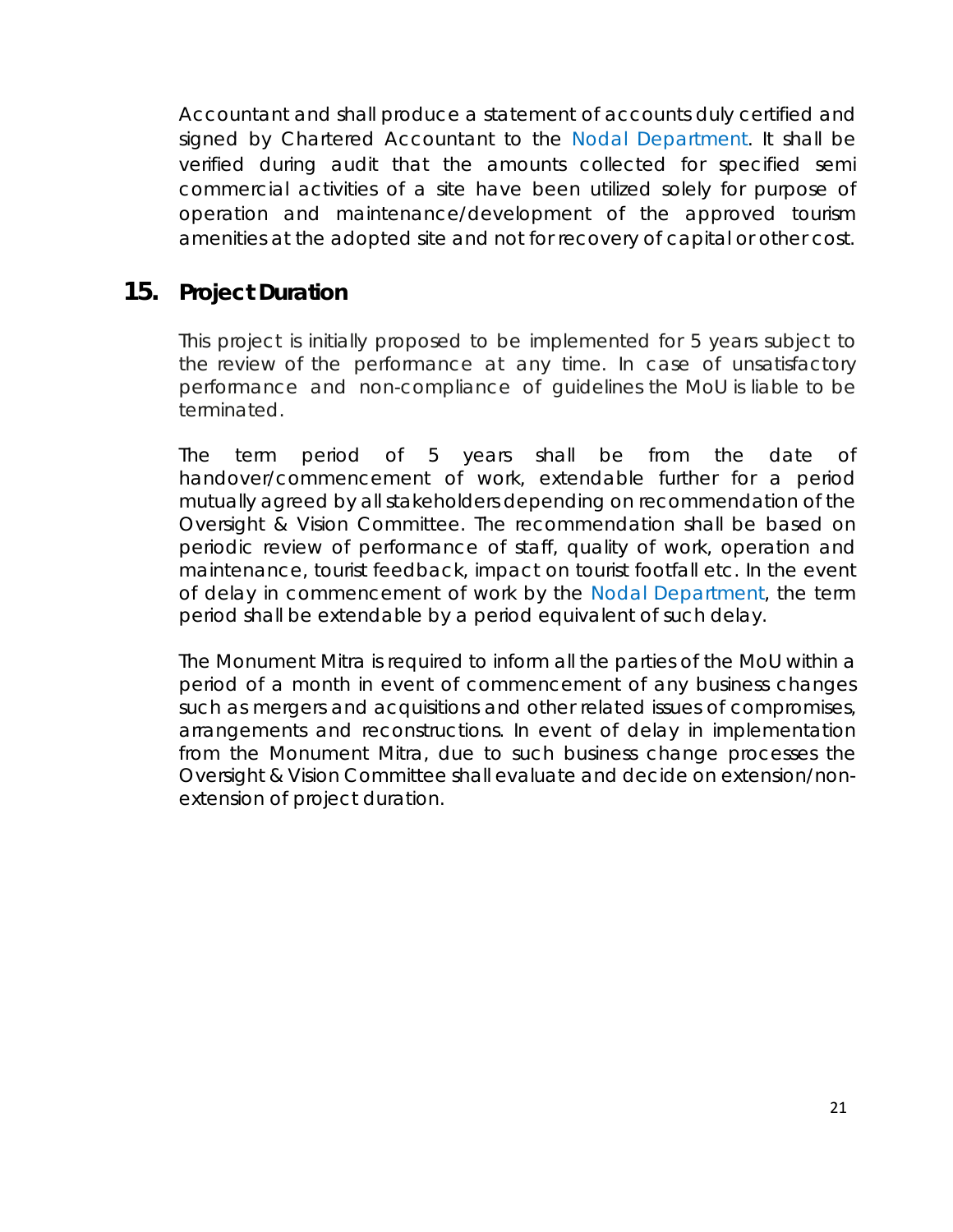Accountant and shall produce a statement of accounts duly certified and signed by Chartered Accountant to the Nodal Department. It shall be verified during audit that the amounts collected for specified semi commercial activities of a site have been utilized solely for purpose of operation and maintenance/development of the approved tourism amenities at the adopted site and not for recovery of capital or other cost.

## 15. Project Duration

This project is initially proposed to be implemented for 5 years subject to the review of the performance at any time. In case of unsatisfactory performance and non-compliance of guidelines the MoU is liable to be terminated.

The term period of 5 years shall be from the date of handover/commencement of work, extendable further for a period mutually agreed by all stakeholders depending on recommendation of the Oversight & Vision Committee. The recommendation shall be based on periodic review of performance of staff, quality of work, operation and maintenance, tourist feedback, impact on tourist footfall etc. In the event of delay in commencement of work by the Nodal Department, the term period shall be extendable by a period equivalent of such delay.

The Monument Mitra is required to inform all the parties of the MoU within a period of a month in event of commencement of any business changes such as mergers and acquisitions and other related issues of compromises, arrangements and reconstructions. In event of delay in implementation from the Monument Mitra, due to such business change processes the Oversight & Vision Committee shall evaluate and decide on extension/non-extension of project duration.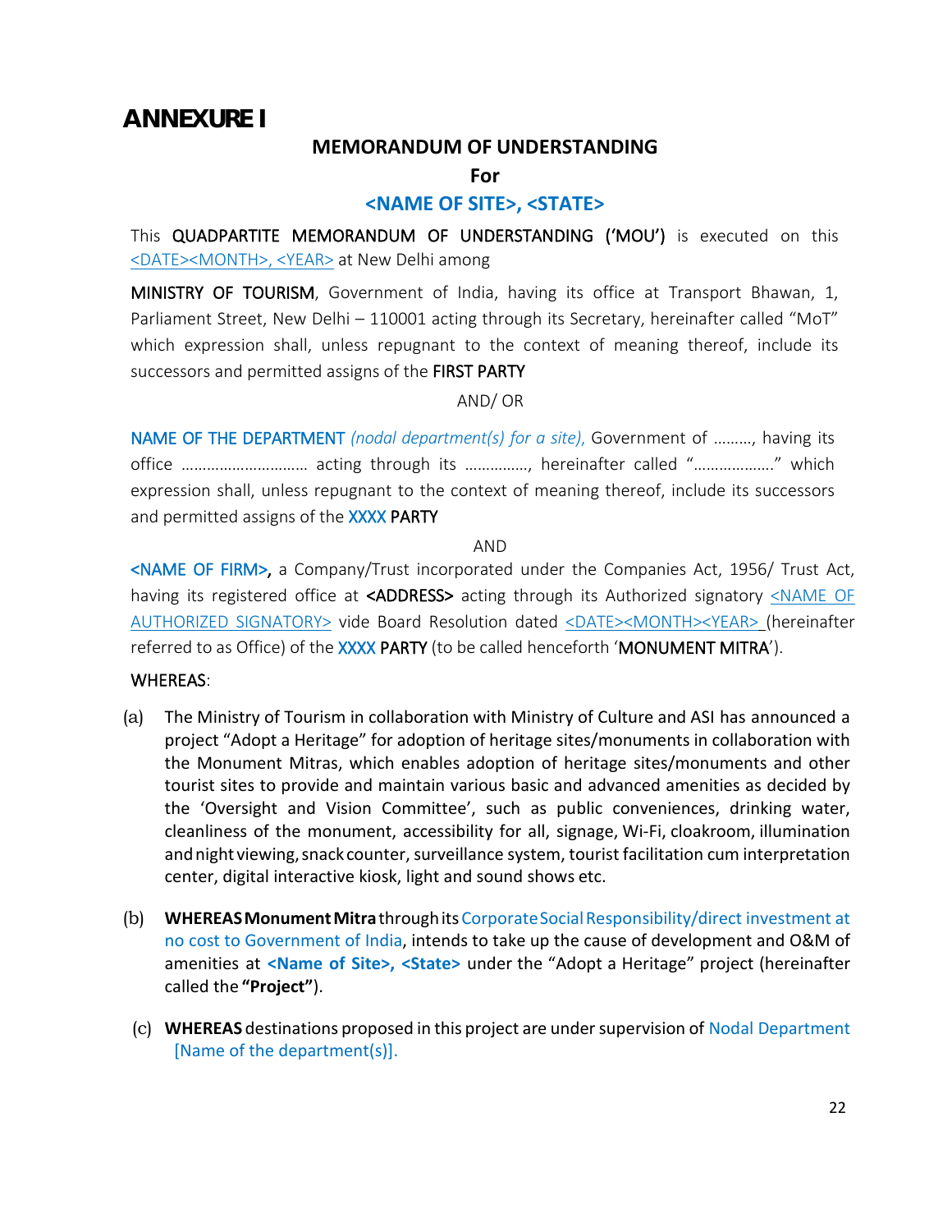# ANNEXURE I

## MEMORANDUM OF UNDERSTANDING

**For**

**<NAME OF SITE>, <STATE>**

This **QUADPARTITE MEMORANDUM OF UNDERSTANDING ('MOU')** is executed on this <DATE><MONTH>, <YEAR> at New Delhi among

**MINISTRY OF TOURISM**, Government of India, having its office at Transport Bhawan, 1, Parliament Street, New Delhi – 110001 acting through its Secretary, hereinafter called "MoT" which expression shall, unless repugnant to the context of meaning thereof, include its successors and permitted assigns of the **FIRST PARTY**

AND/ OR

NAME OF THE DEPARTMENT *(nodal department(s) for a site),* Government of ………, having its office ……………………….. acting through its ……………, hereinafter called "………………." which expression shall, unless repugnant to the context of meaning thereof, include its successors and permitted assigns of the XXXX PARTY

AND

<NAME OF FIRM>, a Company/Trust incorporated under the Companies Act, 1956/ Trust Act, having its registered office at <ADDRESS> acting through its Authorized signatory <NAME OF AUTHORIZED SIGNATORY> vide Board Resolution dated <DATE><MONTH><YEAR> (hereinafter referred to as Office) of the XXXX PARTY (to be called henceforth '**MONUMENT MITRA**').

WHEREAS:

(a) The Ministry of Tourism in collaboration with Ministry of Culture and ASI has announced a project "Adopt a Heritage" for adoption of heritage sites/monuments in collaboration with the Monument Mitras, which enables adoption of heritage sites/monuments and other tourist sites to provide and maintain various basic and advanced amenities as decided by the 'Oversight and Vision Committee', such as public conveniences, drinking water, cleanliness of the monument, accessibility for all, signage, Wi-Fi, cloakroom, illumination and night viewing, snack counter, surveillance system, tourist facilitation cum interpretation center, digital interactive kiosk, light and sound shows etc.

(b) **WHEREAS Monument Mitra** through its Corporate Social Responsibility/direct investment at no cost to Government of India, intends to take up the cause of development and O&M of amenities at **<Name of Site>, <State>** under the "Adopt a Heritage" project (hereinafter called the **"Project"**).

(c) **WHEREAS** destinations proposed in this project are under supervision of Nodal Department [Name of the department(s)].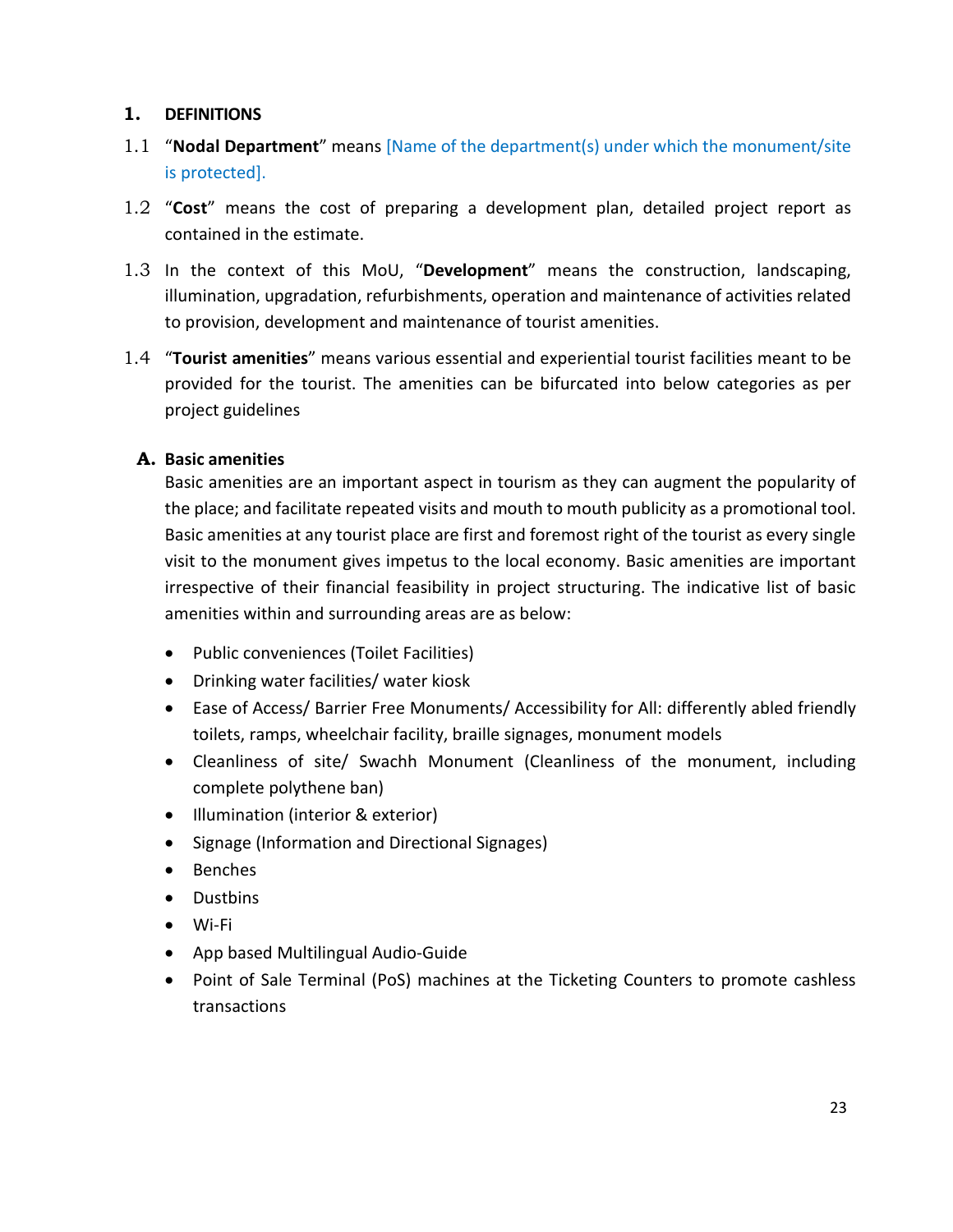## 1. DEFINITIONS

1.1 "**Nodal Department**" means [Name of the department(s) under which the monument/site is protected].

1.2 "**Cost**" means the cost of preparing a development plan, detailed project report as contained in the estimate.

1.3 In the context of this MoU, "**Development**" means the construction, landscaping, illumination, upgradation, refurbishments, operation and maintenance of activities related to provision, development and maintenance of tourist amenities.

1.4 "**Tourist amenities**" means various essential and experiential tourist facilities meant to be provided for the tourist. The amenities can be bifurcated into below categories as per project guidelines

### A. Basic amenities

Basic amenities are an important aspect in tourism as they can augment the popularity of the place; and facilitate repeated visits and mouth to mouth publicity as a promotional tool. Basic amenities at any tourist place are first and foremost right of the tourist as every single visit to the monument gives impetus to the local economy. Basic amenities are important irrespective of their financial feasibility in project structuring. The indicative list of basic amenities within and surrounding areas are as below:

- Public conveniences (Toilet Facilities)
- Drinking water facilities/ water kiosk
- Ease of Access/ Barrier Free Monuments/ Accessibility for All: differently abled friendly toilets, ramps, wheelchair facility, braille signages, monument models
- Cleanliness of site/ Swachh Monument (Cleanliness of the monument, including complete polythene ban)
- Illumination (interior & exterior)
- Signage (Information and Directional Signages)
- Benches
- Dustbins
- Wi-Fi
- App based Multilingual Audio-Guide
- Point of Sale Terminal (PoS) machines at the Ticketing Counters to promote cashless transactions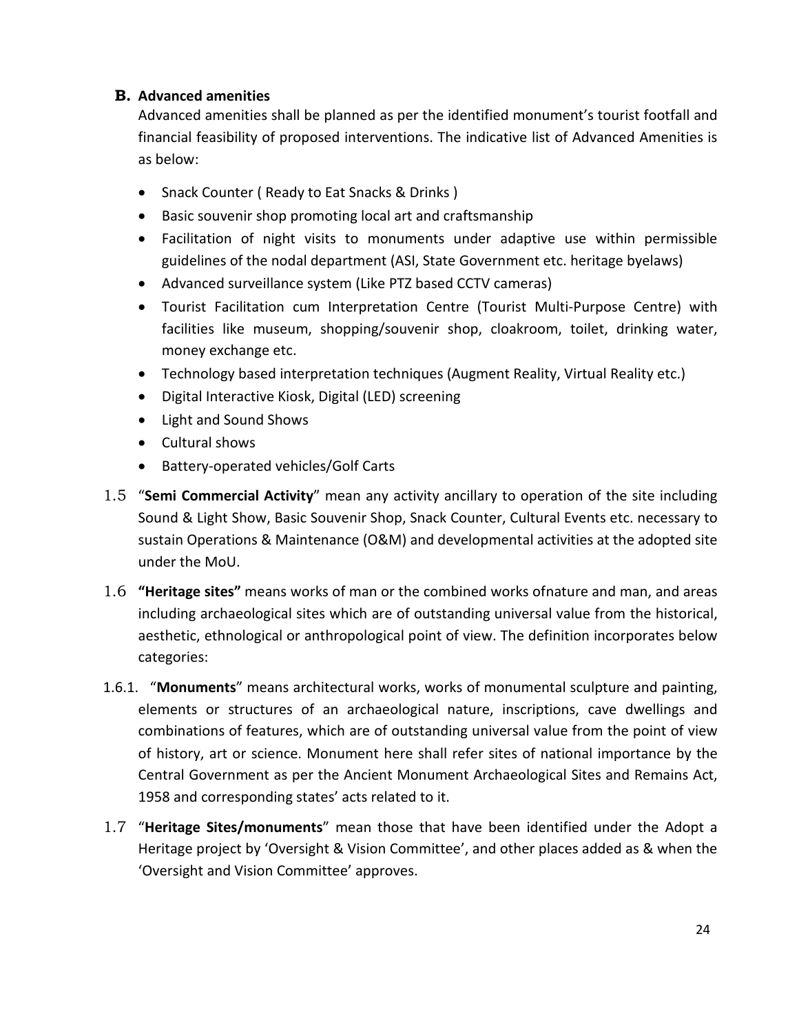**B. Advanced amenities**

Advanced amenities shall be planned as per the identified monument's tourist footfall and financial feasibility of proposed interventions. The indicative list of Advanced Amenities is as below:

- Snack Counter ( Ready to Eat Snacks & Drinks )
- Basic souvenir shop promoting local art and craftsmanship
- Facilitation of night visits to monuments under adaptive use within permissible guidelines of the nodal department (ASI, State Government etc. heritage byelaws)
- Advanced surveillance system (Like PTZ based CCTV cameras)
- Tourist Facilitation cum Interpretation Centre (Tourist Multi-Purpose Centre) with facilities like museum, shopping/souvenir shop, cloakroom, toilet, drinking water, money exchange etc.
- Technology based interpretation techniques (Augment Reality, Virtual Reality etc.)
- Digital Interactive Kiosk, Digital (LED) screening
- Light and Sound Shows
- Cultural shows
- Battery-operated vehicles/Golf Carts

1.5 "**Semi Commercial Activity**" mean any activity ancillary to operation of the site including Sound & Light Show, Basic Souvenir Shop, Snack Counter, Cultural Events etc. necessary to sustain Operations & Maintenance (O&M) and developmental activities at the adopted site under the MoU.

1.6 **"Heritage sites"** means works of man or the combined works ofnature and man, and areas including archaeological sites which are of outstanding universal value from the historical, aesthetic, ethnological or anthropological point of view. The definition incorporates below categories:

1.6.1. "**Monuments**" means architectural works, works of monumental sculpture and painting, elements or structures of an archaeological nature, inscriptions, cave dwellings and combinations of features, which are of outstanding universal value from the point of view of history, art or science. Monument here shall refer sites of national importance by the Central Government as per the Ancient Monument Archaeological Sites and Remains Act, 1958 and corresponding states' acts related to it.

1.7 "**Heritage Sites/monuments**" mean those that have been identified under the Adopt a Heritage project by 'Oversight & Vision Committee', and other places added as & when the 'Oversight and Vision Committee' approves.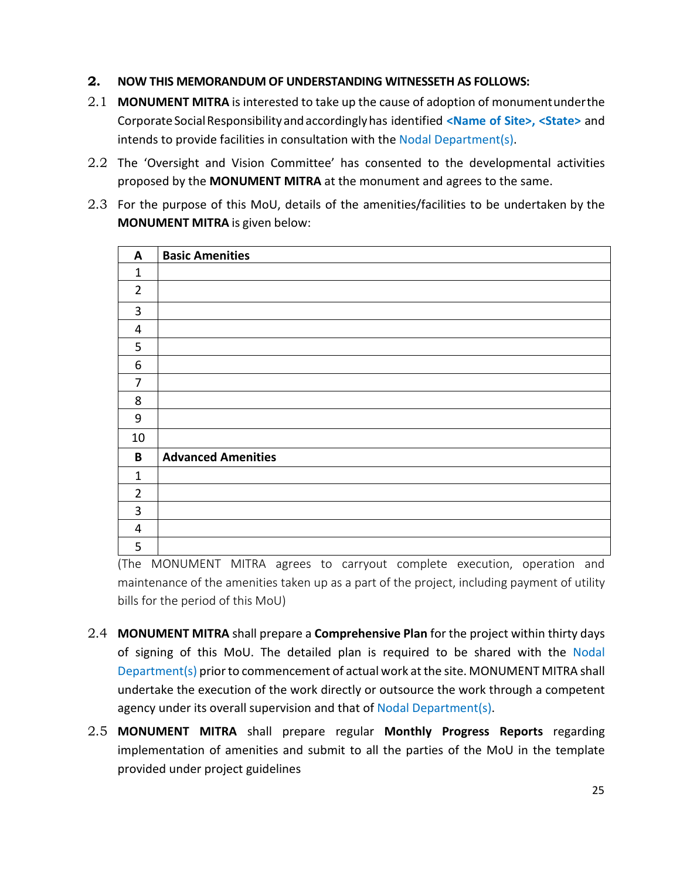## 2. NOW THIS MEMORANDUM OF UNDERSTANDING WITNESSETH AS FOLLOWS:

2.1 **MONUMENT MITRA** is interested to take up the cause of adoption of monument under the Corporate Social Responsibility and accordingly has identified **<Name of Site>, <State>** and intends to provide facilities in consultation with the Nodal Department(s).

2.2 The 'Oversight and Vision Committee' has consented to the developmental activities proposed by the **MONUMENT MITRA** at the monument and agrees to the same.

2.3 For the purpose of this MoU, details of the amenities/facilities to be undertaken by the **MONUMENT MITRA** is given below:

| **A** | **Basic Amenities** |
|---|---|
| 1 | |
| 2 | |
| 3 | |
| 4 | |
| 5 | |
| 6 | |
| 7 | |
| 8 | |
| 9 | |
| 10 | |
| **B** | **Advanced Amenities** |
| 1 | |
| 2 | |
| 3 | |
| 4 | |
| 5 | |

(The MONUMENT MITRA agrees to carryout complete execution, operation and maintenance of the amenities taken up as a part of the project, including payment of utility bills for the period of this MoU)

2.4 **MONUMENT MITRA** shall prepare a **Comprehensive Plan** for the project within thirty days of signing of this MoU. The detailed plan is required to be shared with the Nodal Department(s) prior to commencement of actual work at the site. MONUMENT MITRA shall undertake the execution of the work directly or outsource the work through a competent agency under its overall supervision and that of Nodal Department(s).

2.5 **MONUMENT MITRA** shall prepare regular **Monthly Progress Reports** regarding implementation of amenities and submit to all the parties of the MoU in the template provided under project guidelines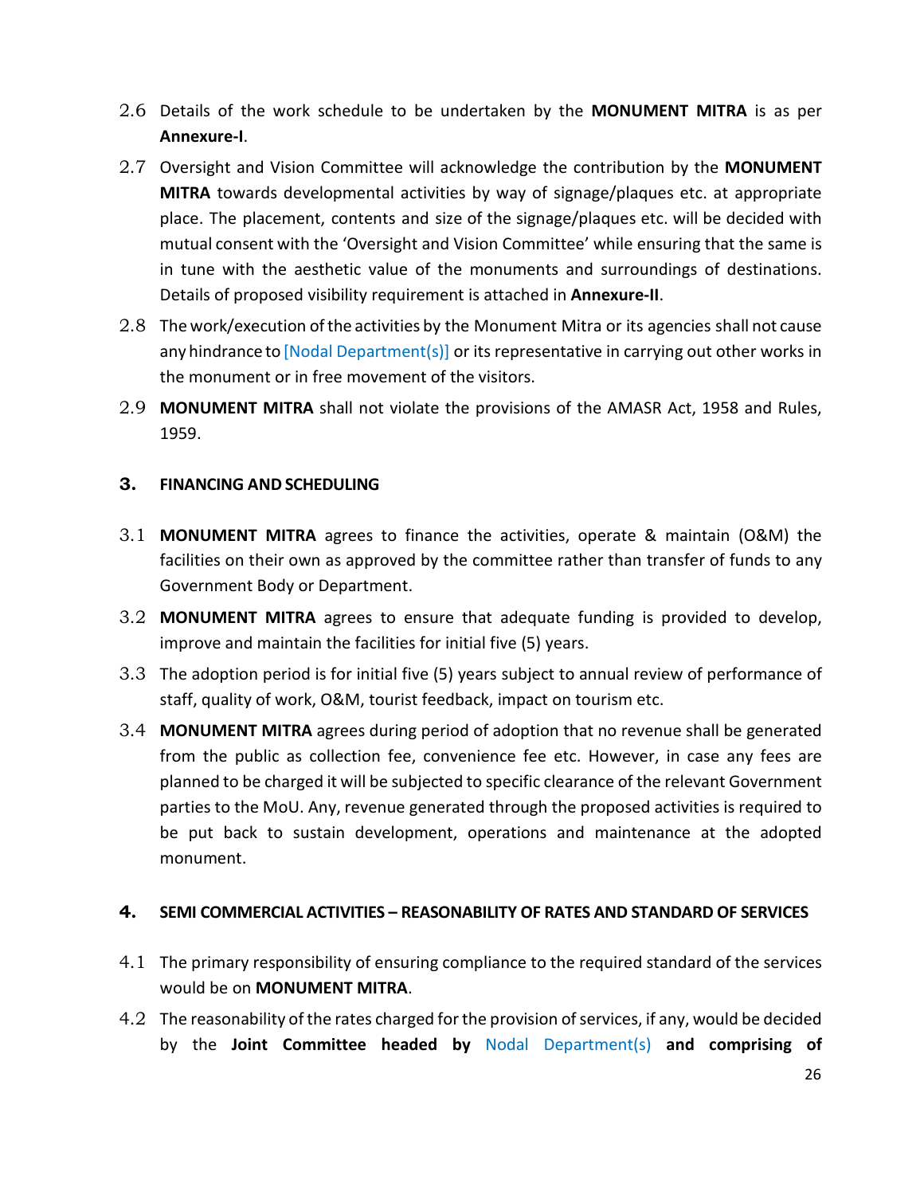2.6 Details of the work schedule to be undertaken by the **MONUMENT MITRA** is as per **Annexure-I**.

2.7 Oversight and Vision Committee will acknowledge the contribution by the **MONUMENT MITRA** towards developmental activities by way of signage/plaques etc. at appropriate place. The placement, contents and size of the signage/plaques etc. will be decided with mutual consent with the 'Oversight and Vision Committee' while ensuring that the same is in tune with the aesthetic value of the monuments and surroundings of destinations. Details of proposed visibility requirement is attached in **Annexure-II**.

2.8 The work/execution of the activities by the Monument Mitra or its agencies shall not cause any hindrance to [Nodal Department(s)] or its representative in carrying out other works in the monument or in free movement of the visitors.

2.9 **MONUMENT MITRA** shall not violate the provisions of the AMASR Act, 1958 and Rules, 1959.

## 3. FINANCING AND SCHEDULING

3.1 **MONUMENT MITRA** agrees to finance the activities, operate & maintain (O&M) the facilities on their own as approved by the committee rather than transfer of funds to any Government Body or Department.

3.2 **MONUMENT MITRA** agrees to ensure that adequate funding is provided to develop, improve and maintain the facilities for initial five (5) years.

3.3 The adoption period is for initial five (5) years subject to annual review of performance of staff, quality of work, O&M, tourist feedback, impact on tourism etc.

3.4 **MONUMENT MITRA** agrees during period of adoption that no revenue shall be generated from the public as collection fee, convenience fee etc. However, in case any fees are planned to be charged it will be subjected to specific clearance of the relevant Government parties to the MoU. Any, revenue generated through the proposed activities is required to be put back to sustain development, operations and maintenance at the adopted monument.

## 4. SEMI COMMERCIAL ACTIVITIES – REASONABILITY OF RATES AND STANDARD OF SERVICES

4.1 The primary responsibility of ensuring compliance to the required standard of the services would be on **MONUMENT MITRA**.

4.2 The reasonability of the rates charged for the provision of services, if any, would be decided by the **Joint Committee headed by** Nodal Department(s) **and comprising of**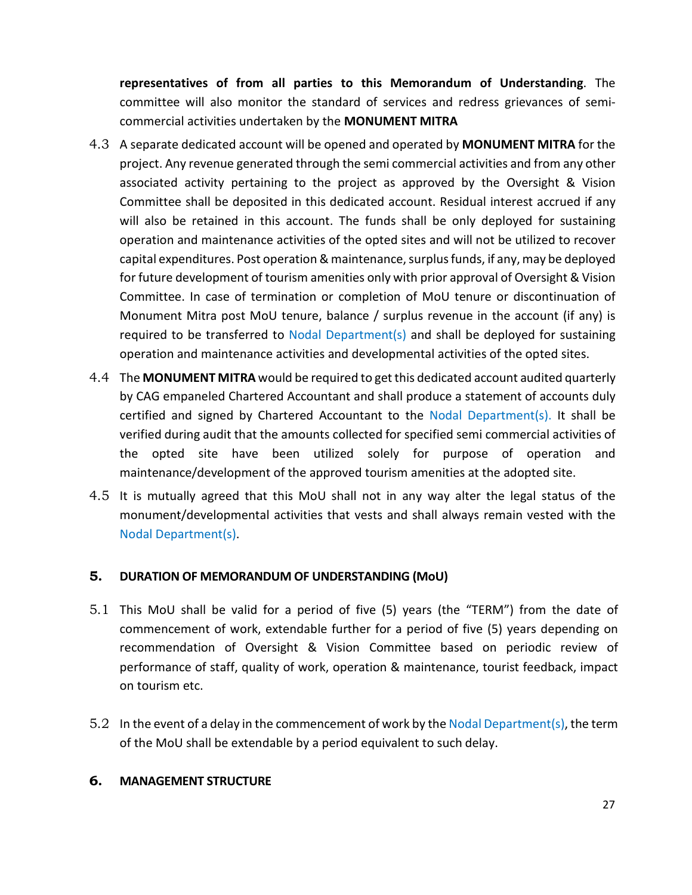**representatives of from all parties to this Memorandum of Understanding**. The committee will also monitor the standard of services and redress grievances of semi-commercial activities undertaken by the **MONUMENT MITRA**

4.3 A separate dedicated account will be opened and operated by **MONUMENT MITRA** for the project. Any revenue generated through the semi commercial activities and from any other associated activity pertaining to the project as approved by the Oversight & Vision Committee shall be deposited in this dedicated account. Residual interest accrued if any will also be retained in this account. The funds shall be only deployed for sustaining operation and maintenance activities of the opted sites and will not be utilized to recover capital expenditures. Post operation & maintenance, surplus funds, if any, may be deployed for future development of tourism amenities only with prior approval of Oversight & Vision Committee. In case of termination or completion of MoU tenure or discontinuation of Monument Mitra post MoU tenure, balance / surplus revenue in the account (if any) is required to be transferred to Nodal Department(s) and shall be deployed for sustaining operation and maintenance activities and developmental activities of the opted sites.

4.4 The **MONUMENT MITRA** would be required to get this dedicated account audited quarterly by CAG empaneled Chartered Accountant and shall produce a statement of accounts duly certified and signed by Chartered Accountant to the Nodal Department(s). It shall be verified during audit that the amounts collected for specified semi commercial activities of the opted site have been utilized solely for purpose of operation and maintenance/development of the approved tourism amenities at the adopted site.

4.5 It is mutually agreed that this MoU shall not in any way alter the legal status of the monument/developmental activities that vests and shall always remain vested with the Nodal Department(s).

## 5. DURATION OF MEMORANDUM OF UNDERSTANDING (MoU)

5.1 This MoU shall be valid for a period of five (5) years (the "TERM") from the date of commencement of work, extendable further for a period of five (5) years depending on recommendation of Oversight & Vision Committee based on periodic review of performance of staff, quality of work, operation & maintenance, tourist feedback, impact on tourism etc.

5.2 In the event of a delay in the commencement of work by the Nodal Department(s), the term of the MoU shall be extendable by a period equivalent to such delay.

## 6. MANAGEMENT STRUCTURE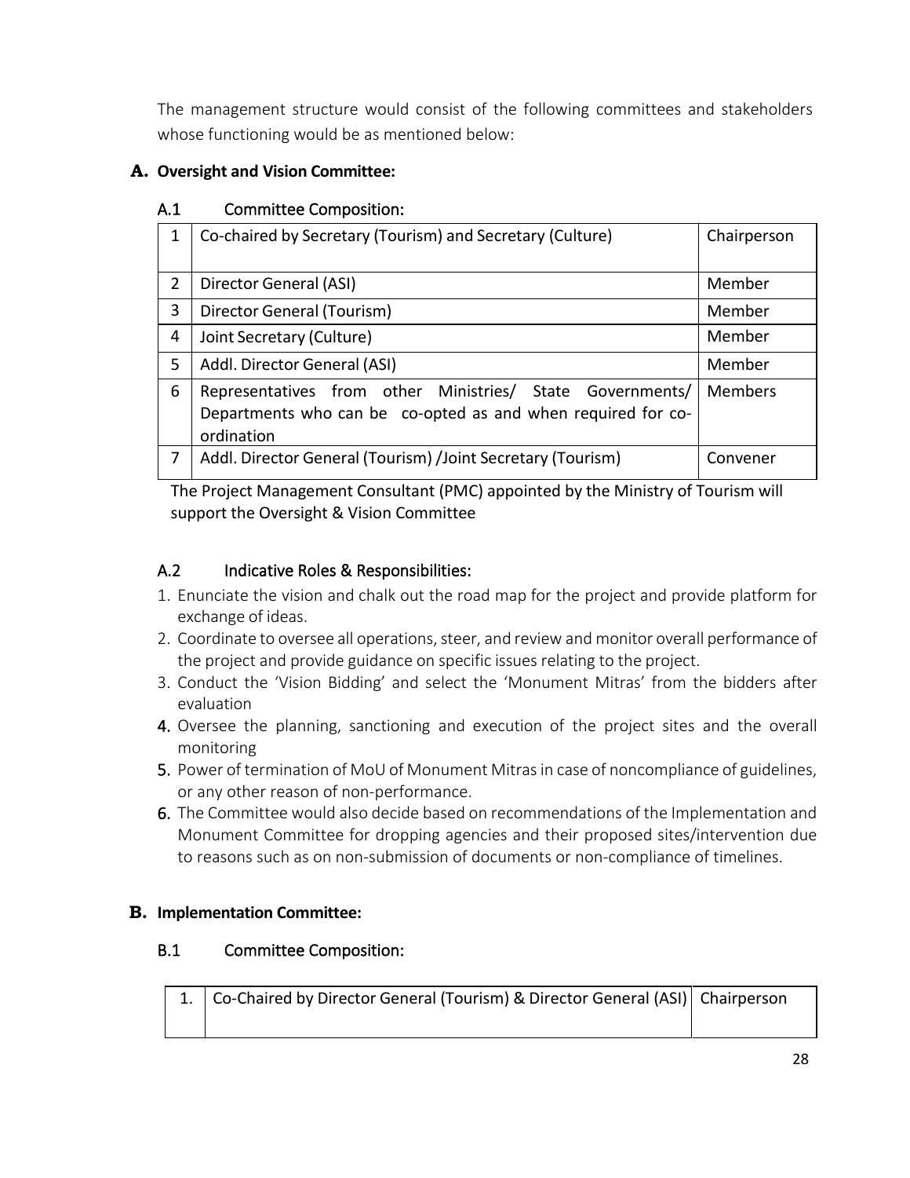The management structure would consist of the following committees and stakeholders whose functioning would be as mentioned below:

## A. Oversight and Vision Committee:

### A.1 Committee Composition:

| | | |
|---|---|---|
| 1 | Co-chaired by Secretary (Tourism) and Secretary (Culture) | Chairperson |
| 2 | Director General (ASI) | Member |
| 3 | Director General (Tourism) | Member |
| 4 | Joint Secretary (Culture) | Member |
| 5 | Addl. Director General (ASI) | Member |
| 6 | Representatives from other Ministries/ State Governments/ Departments who can be co-opted as and when required for co-ordination | Members |
| 7 | Addl. Director General (Tourism) /Joint Secretary (Tourism) | Convener |

The Project Management Consultant (PMC) appointed by the Ministry of Tourism will support the Oversight & Vision Committee

### A.2 Indicative Roles & Responsibilities:

1. Enunciate the vision and chalk out the road map for the project and provide platform for exchange of ideas.
2. Coordinate to oversee all operations, steer, and review and monitor overall performance of the project and provide guidance on specific issues relating to the project.
3. Conduct the 'Vision Bidding' and select the 'Monument Mitras' from the bidders after evaluation
4. Oversee the planning, sanctioning and execution of the project sites and the overall monitoring
5. Power of termination of MoU of Monument Mitras in case of noncompliance of guidelines, or any other reason of non-performance.
6. The Committee would also decide based on recommendations of the Implementation and Monument Committee for dropping agencies and their proposed sites/intervention due to reasons such as on non-submission of documents or non-compliance of timelines.

## B. Implementation Committee:

### B.1 Committee Composition:

| | | |
|---|---|---|
| 1. | Co-Chaired by Director General (Tourism) & Director General (ASI) | Chairperson |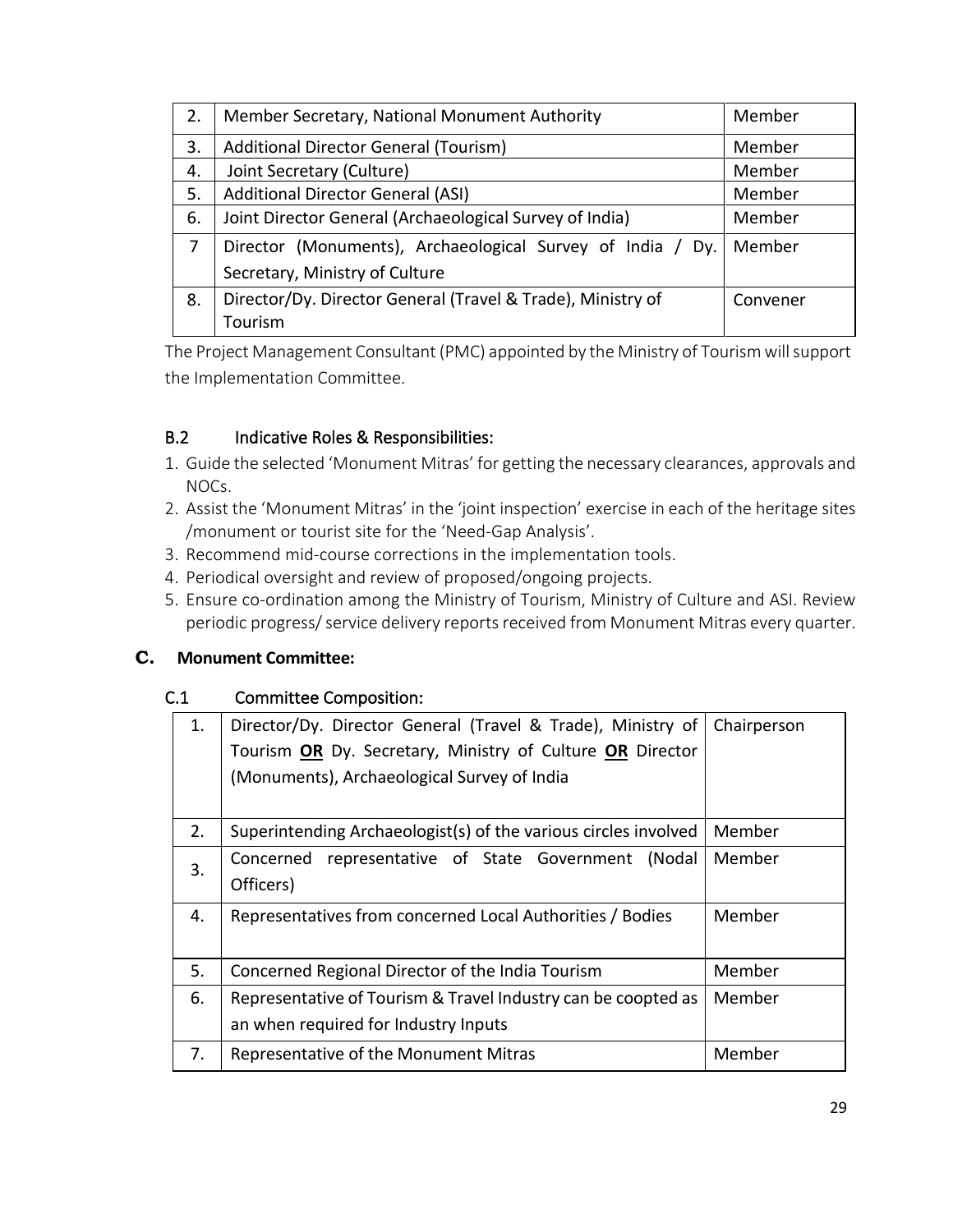| | | |
|---|---|---|
| 2. | Member Secretary, National Monument Authority | Member |
| 3. | Additional Director General (Tourism) | Member |
| 4. | Joint Secretary (Culture) | Member |
| 5. | Additional Director General (ASI) | Member |
| 6. | Joint Director General (Archaeological Survey of India) | Member |
| 7 | Director (Monuments), Archaeological Survey of India / Dy. Secretary, Ministry of Culture | Member |
| 8. | Director/Dy. Director General (Travel & Trade), Ministry of Tourism | Convener |

The Project Management Consultant (PMC) appointed by the Ministry of Tourism will support the Implementation Committee.

### B.2 Indicative Roles & Responsibilities:

1. Guide the selected 'Monument Mitras' for getting the necessary clearances, approvals and NOCs.
2. Assist the 'Monument Mitras' in the 'joint inspection' exercise in each of the heritage sites /monument or tourist site for the 'Need-Gap Analysis'.
3. Recommend mid-course corrections in the implementation tools.
4. Periodical oversight and review of proposed/ongoing projects.
5. Ensure co-ordination among the Ministry of Tourism, Ministry of Culture and ASI. Review periodic progress/ service delivery reports received from Monument Mitras every quarter.

## C. Monument Committee:

### C.1 Committee Composition:

| | | |
|---|---|---|
| 1. | Director/Dy. Director General (Travel & Trade), Ministry of Tourism **OR** Dy. Secretary, Ministry of Culture **OR** Director (Monuments), Archaeological Survey of India | Chairperson |
| 2. | Superintending Archaeologist(s) of the various circles involved | Member |
| 3. | Concerned representative of State Government (Nodal Officers) | Member |
| 4. | Representatives from concerned Local Authorities / Bodies | Member |
| 5. | Concerned Regional Director of the India Tourism | Member |
| 6. | Representative of Tourism & Travel Industry can be coopted as an when required for Industry Inputs | Member |
| 7. | Representative of the Monument Mitras | Member |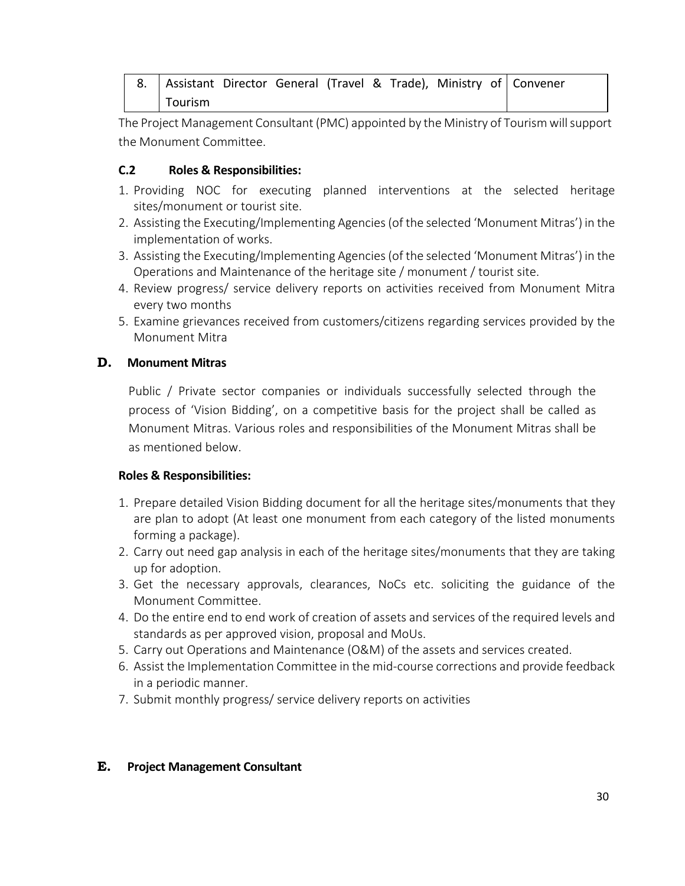| 8. | Assistant Director General (Travel & Trade), Ministry of Tourism | Convener |
|---|---|---|

The Project Management Consultant (PMC) appointed by the Ministry of Tourism will support the Monument Committee.

### C.2 Roles & Responsibilities:

1. Providing NOC for executing planned interventions at the selected heritage sites/monument or tourist site.
2. Assisting the Executing/Implementing Agencies (of the selected 'Monument Mitras') in the implementation of works.
3. Assisting the Executing/Implementing Agencies (of the selected 'Monument Mitras') in the Operations and Maintenance of the heritage site / monument / tourist site.
4. Review progress/ service delivery reports on activities received from Monument Mitra every two months
5. Examine grievances received from customers/citizens regarding services provided by the Monument Mitra

## D. Monument Mitras

Public / Private sector companies or individuals successfully selected through the process of 'Vision Bidding', on a competitive basis for the project shall be called as Monument Mitras. Various roles and responsibilities of the Monument Mitras shall be as mentioned below.

### Roles & Responsibilities:

1. Prepare detailed Vision Bidding document for all the heritage sites/monuments that they are plan to adopt (At least one monument from each category of the listed monuments forming a package).
2. Carry out need gap analysis in each of the heritage sites/monuments that they are taking up for adoption.
3. Get the necessary approvals, clearances, NoCs etc. soliciting the guidance of the Monument Committee.
4. Do the entire end to end work of creation of assets and services of the required levels and standards as per approved vision, proposal and MoUs.
5. Carry out Operations and Maintenance (O&M) of the assets and services created.
6. Assist the Implementation Committee in the mid-course corrections and provide feedback in a periodic manner.
7. Submit monthly progress/ service delivery reports on activities

## E. Project Management Consultant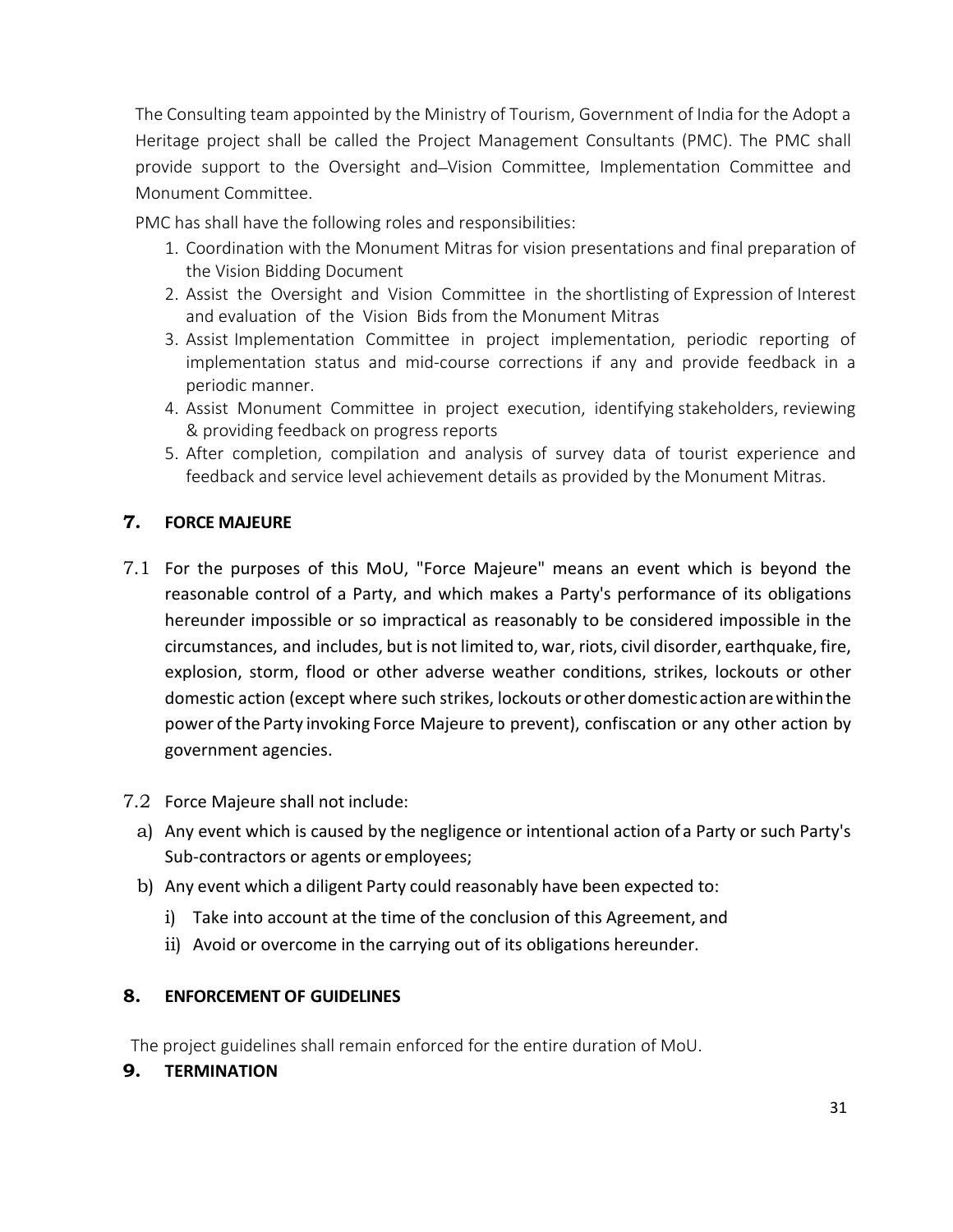The Consulting team appointed by the Ministry of Tourism, Government of India for the Adopt a Heritage project shall be called the Project Management Consultants (PMC). The PMC shall provide support to the Oversight and–Vision Committee, Implementation Committee and Monument Committee.

PMC has shall have the following roles and responsibilities:

1. Coordination with the Monument Mitras for vision presentations and final preparation of the Vision Bidding Document
2. Assist the Oversight and Vision Committee in the shortlisting of Expression of Interest and evaluation of the Vision Bids from the Monument Mitras
3. Assist Implementation Committee in project implementation, periodic reporting of implementation status and mid-course corrections if any and provide feedback in a periodic manner.
4. Assist Monument Committee in project execution, identifying stakeholders, reviewing & providing feedback on progress reports
5. After completion, compilation and analysis of survey data of tourist experience and feedback and service level achievement details as provided by the Monument Mitras.

## 7. FORCE MAJEURE

7.1 For the purposes of this MoU, "Force Majeure" means an event which is beyond the reasonable control of a Party, and which makes a Party's performance of its obligations hereunder impossible or so impractical as reasonably to be considered impossible in the circumstances, and includes, but is not limited to, war, riots, civil disorder, earthquake, fire, explosion, storm, flood or other adverse weather conditions, strikes, lockouts or other domestic action (except where such strikes, lockouts or other domestic action are within the power of the Party invoking Force Majeure to prevent), confiscation or any other action by government agencies.

7.2 Force Majeure shall not include:

a) Any event which is caused by the negligence or intentional action of a Party or such Party's Sub-contractors or agents or employees;

b) Any event which a diligent Party could reasonably have been expected to:

   i) Take into account at the time of the conclusion of this Agreement, and

   ii) Avoid or overcome in the carrying out of its obligations hereunder.

## 8. ENFORCEMENT OF GUIDELINES

The project guidelines shall remain enforced for the entire duration of MoU.

## 9. TERMINATION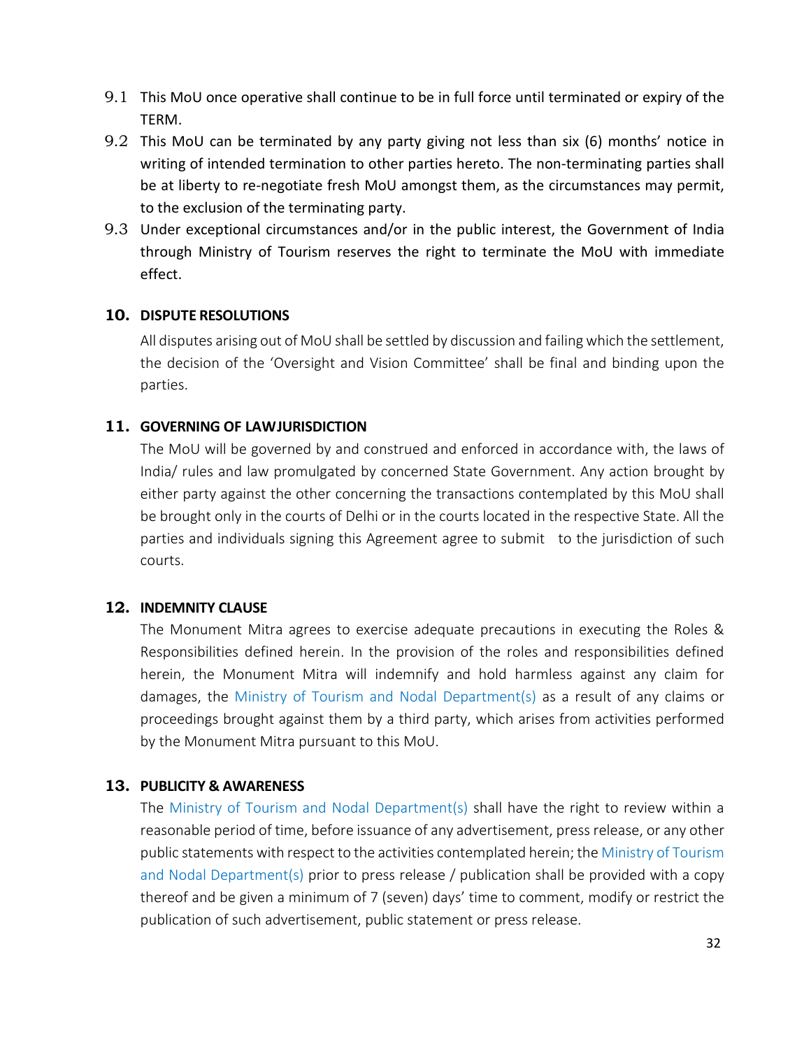9.1 This MoU once operative shall continue to be in full force until terminated or expiry of the TERM.

9.2 This MoU can be terminated by any party giving not less than six (6) months' notice in writing of intended termination to other parties hereto. The non-terminating parties shall be at liberty to re-negotiate fresh MoU amongst them, as the circumstances may permit, to the exclusion of the terminating party.

9.3 Under exceptional circumstances and/or in the public interest, the Government of India through Ministry of Tourism reserves the right to terminate the MoU with immediate effect.

## 10. DISPUTE RESOLUTIONS

All disputes arising out of MoU shall be settled by discussion and failing which the settlement, the decision of the 'Oversight and Vision Committee' shall be final and binding upon the parties.

## 11. GOVERNING OF LAWJURISDICTION

The MoU will be governed by and construed and enforced in accordance with, the laws of India/ rules and law promulgated by concerned State Government. Any action brought by either party against the other concerning the transactions contemplated by this MoU shall be brought only in the courts of Delhi or in the courts located in the respective State. All the parties and individuals signing this Agreement agree to submit to the jurisdiction of such courts.

## 12. INDEMNITY CLAUSE

The Monument Mitra agrees to exercise adequate precautions in executing the Roles & Responsibilities defined herein. In the provision of the roles and responsibilities defined herein, the Monument Mitra will indemnify and hold harmless against any claim for damages, the Ministry of Tourism and Nodal Department(s) as a result of any claims or proceedings brought against them by a third party, which arises from activities performed by the Monument Mitra pursuant to this MoU.

## 13. PUBLICITY & AWARENESS

The Ministry of Tourism and Nodal Department(s) shall have the right to review within a reasonable period of time, before issuance of any advertisement, press release, or any other public statements with respect to the activities contemplated herein; the Ministry of Tourism and Nodal Department(s) prior to press release / publication shall be provided with a copy thereof and be given a minimum of 7 (seven) days' time to comment, modify or restrict the publication of such advertisement, public statement or press release.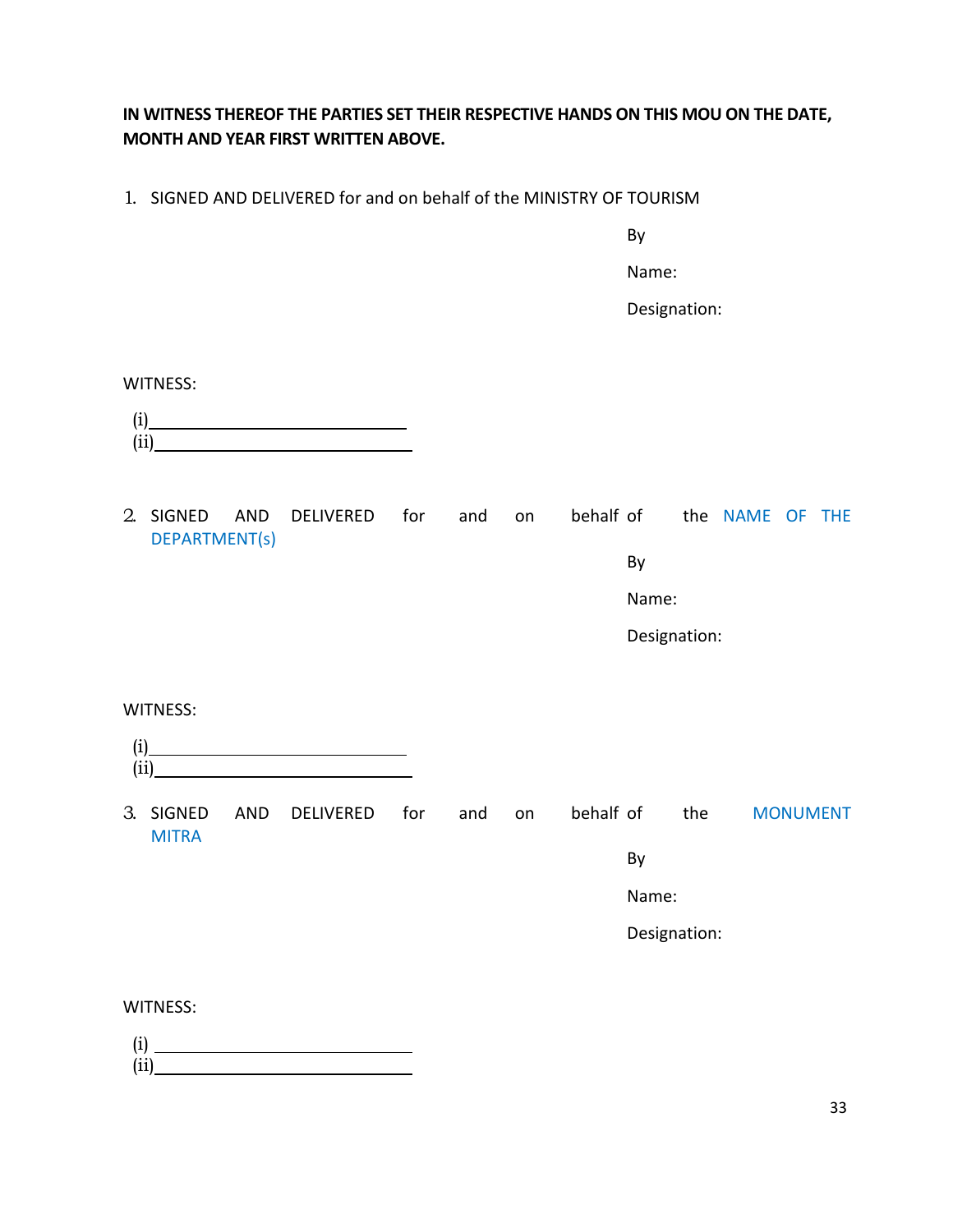**IN WITNESS THEREOF THE PARTIES SET THEIR RESPECTIVE HANDS ON THIS MOU ON THE DATE, MONTH AND YEAR FIRST WRITTEN ABOVE.**

1. SIGNED AND DELIVERED for and on behalf of the MINISTRY OF TOURISM

By

Name:

Designation:

WITNESS:

(i)\_\_\_\_\_\_\_\_\_\_\_\_\_\_\_\_\_\_\_\_\_\_\_\_\_\_\_\_\_\_
(ii)\_\_\_\_\_\_\_\_\_\_\_\_\_\_\_\_\_\_\_\_\_\_\_\_\_\_\_\_\_\_

2. SIGNED AND DELIVERED for and on behalf of the NAME OF THE DEPARTMENT(s)

By

Name:

Designation:

WITNESS:

(i)\_\_\_\_\_\_\_\_\_\_\_\_\_\_\_\_\_\_\_\_\_\_\_\_\_\_\_\_\_\_
(ii)\_\_\_\_\_\_\_\_\_\_\_\_\_\_\_\_\_\_\_\_\_\_\_\_\_\_\_\_\_\_

3. SIGNED AND DELIVERED for and on behalf of the MONUMENT MITRA

By

Name:

Designation:

WITNESS:

(i)\_\_\_\_\_\_\_\_\_\_\_\_\_\_\_\_\_\_\_\_\_\_\_\_\_\_\_\_\_\_
(ii)\_\_\_\_\_\_\_\_\_\_\_\_\_\_\_\_\_\_\_\_\_\_\_\_\_\_\_\_\_\_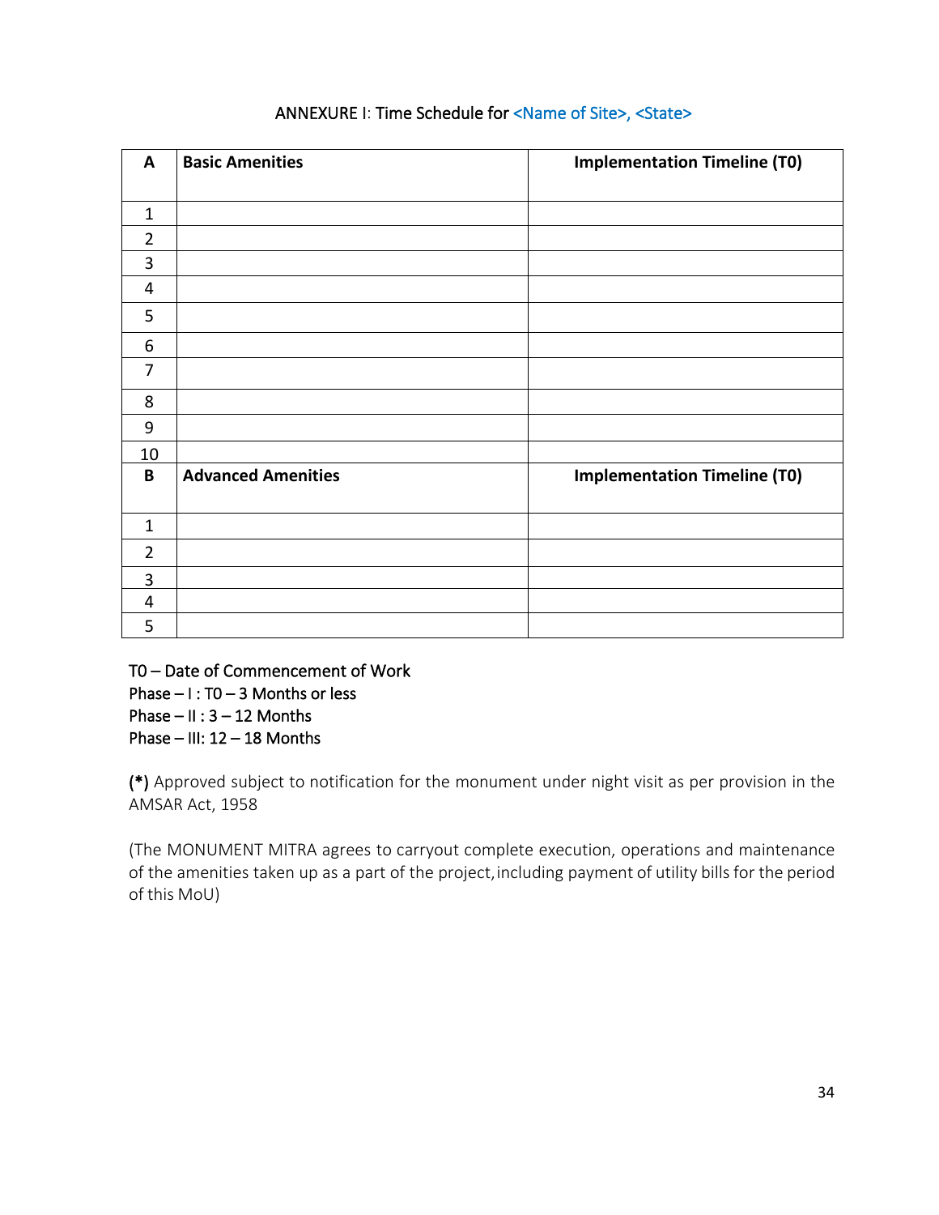ANNEXURE I: Time Schedule for <Name of Site>, <State>

| A | Basic Amenities | Implementation Timeline (T0) |
|---|---|---|
| 1 | | |
| 2 | | |
| 3 | | |
| 4 | | |
| 5 | | |
| 6 | | |
| 7 | | |
| 8 | | |
| 9 | | |
| 10 | | |
| **B** | **Advanced Amenities** | **Implementation Timeline (T0)** |
| 1 | | |
| 2 | | |
| 3 | | |
| 4 | | |
| 5 | | |

T0 – Date of Commencement of Work
Phase – I : T0 – 3 Months or less
Phase – II : 3 – 12 Months
Phase – III: 12 – 18 Months

**(*)** Approved subject to notification for the monument under night visit as per provision in the AMSAR Act, 1958

(The MONUMENT MITRA agrees to carryout complete execution, operations and maintenance of the amenities taken up as a part of the project, including payment of utility bills for the period of this MoU)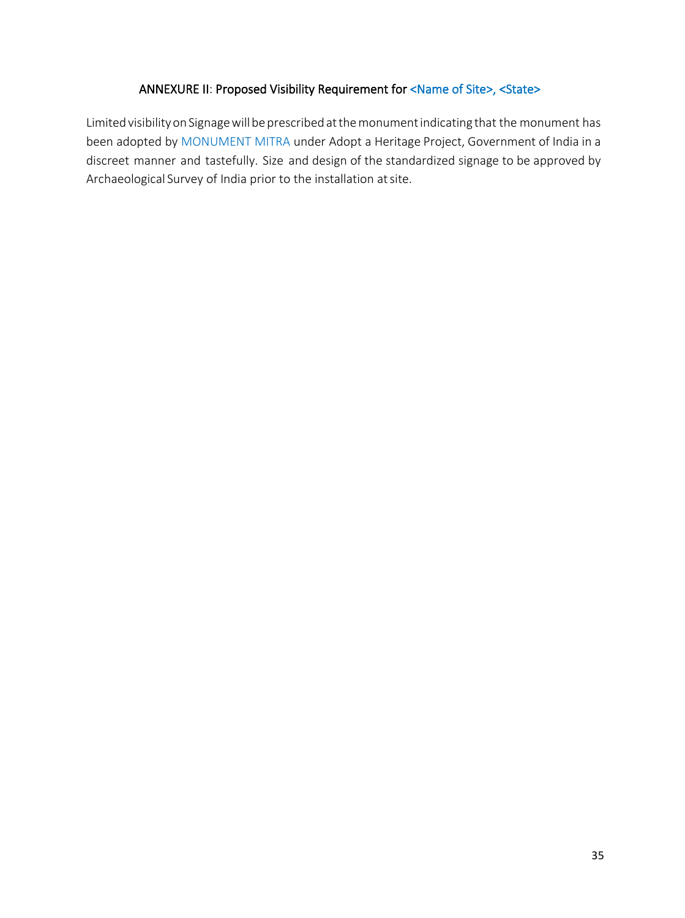## ANNEXURE II: Proposed Visibility Requirement for <Name of Site>, <State>

Limited visibility on Signage will be prescribed at the monument indicating that the monument has been adopted by MONUMENT MITRA under Adopt a Heritage Project, Government of India in a discreet manner and tastefully. Size and design of the standardized signage to be approved by Archaeological Survey of India prior to the installation at site.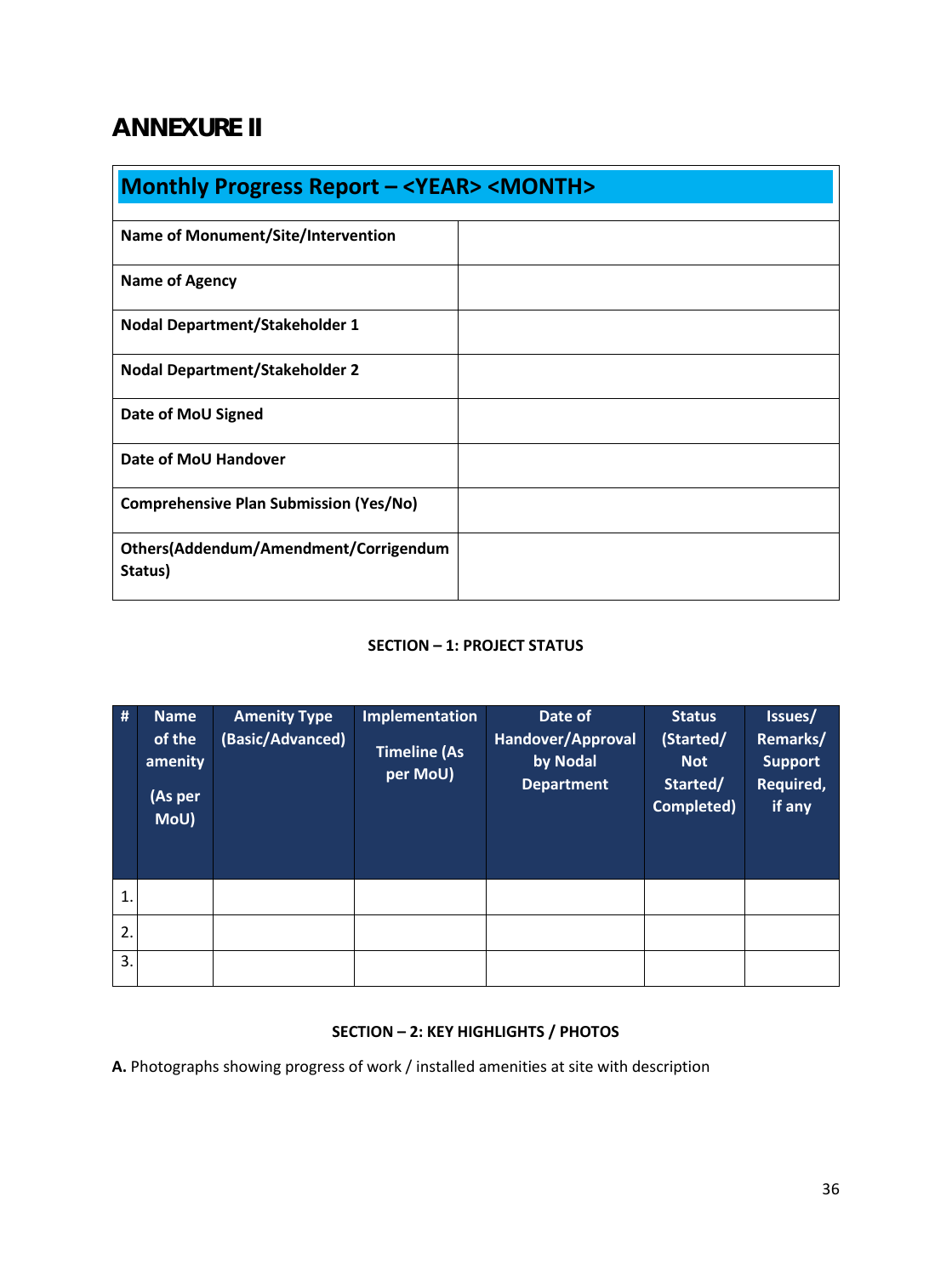# ANNEXURE II

| Monthly Progress Report – <YEAR> <MONTH> | |
|---|---|
| **Name of Monument/Site/Intervention** | |
| **Name of Agency** | |
| **Nodal Department/Stakeholder 1** | |
| **Nodal Department/Stakeholder 2** | |
| **Date of MoU Signed** | |
| **Date of MoU Handover** | |
| **Comprehensive Plan Submission (Yes/No)** | |
| **Others(Addendum/Amendment/Corrigendum Status)** | |

**SECTION – 1: PROJECT STATUS**

| # | Name of the amenity (As per MoU) | Amenity Type (Basic/Advanced) | Implementation Timeline (As per MoU) | Date of Handover/Approval by Nodal Department | Status (Started/ Not Started/ Completed) | Issues/ Remarks/ Support Required, if any |
|---|---|---|---|---|---|---|
| 1. | | | | | | |
| 2. | | | | | | |
| 3. | | | | | | |

**SECTION – 2: KEY HIGHLIGHTS / PHOTOS**

**A.** Photographs showing progress of work / installed amenities at site with description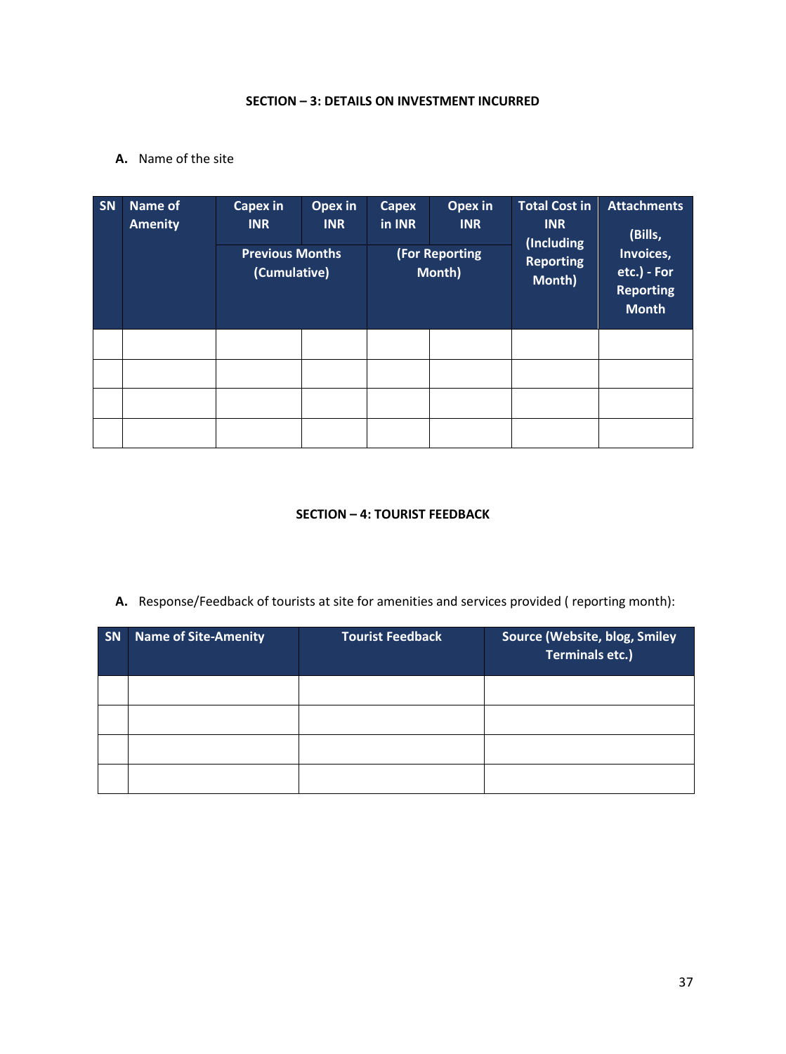**SECTION – 3: DETAILS ON INVESTMENT INCURRED**

**A.** Name of the site

| SN | Name of Amenity | Capex in INR | Opex in INR | Capex in INR | Opex in INR | Total Cost in INR (Including Reporting Month) | Attachments (Bills, Invoices, etc.) - For Reporting Month |
|---|---|---|---|---|---|---|---|
| | | Previous Months (Cumulative) | | (For Reporting Month) | | | |
| | | | | | | | |
| | | | | | | | |
| | | | | | | | |
| | | | | | | | |

**SECTION – 4: TOURIST FEEDBACK**

**A.** Response/Feedback of tourists at site for amenities and services provided ( reporting month):

| SN | Name of Site-Amenity | Tourist Feedback | Source (Website, blog, Smiley Terminals etc.) |
|---|---|---|---|
| | | | |
| | | | |
| | | | |
| | | | |